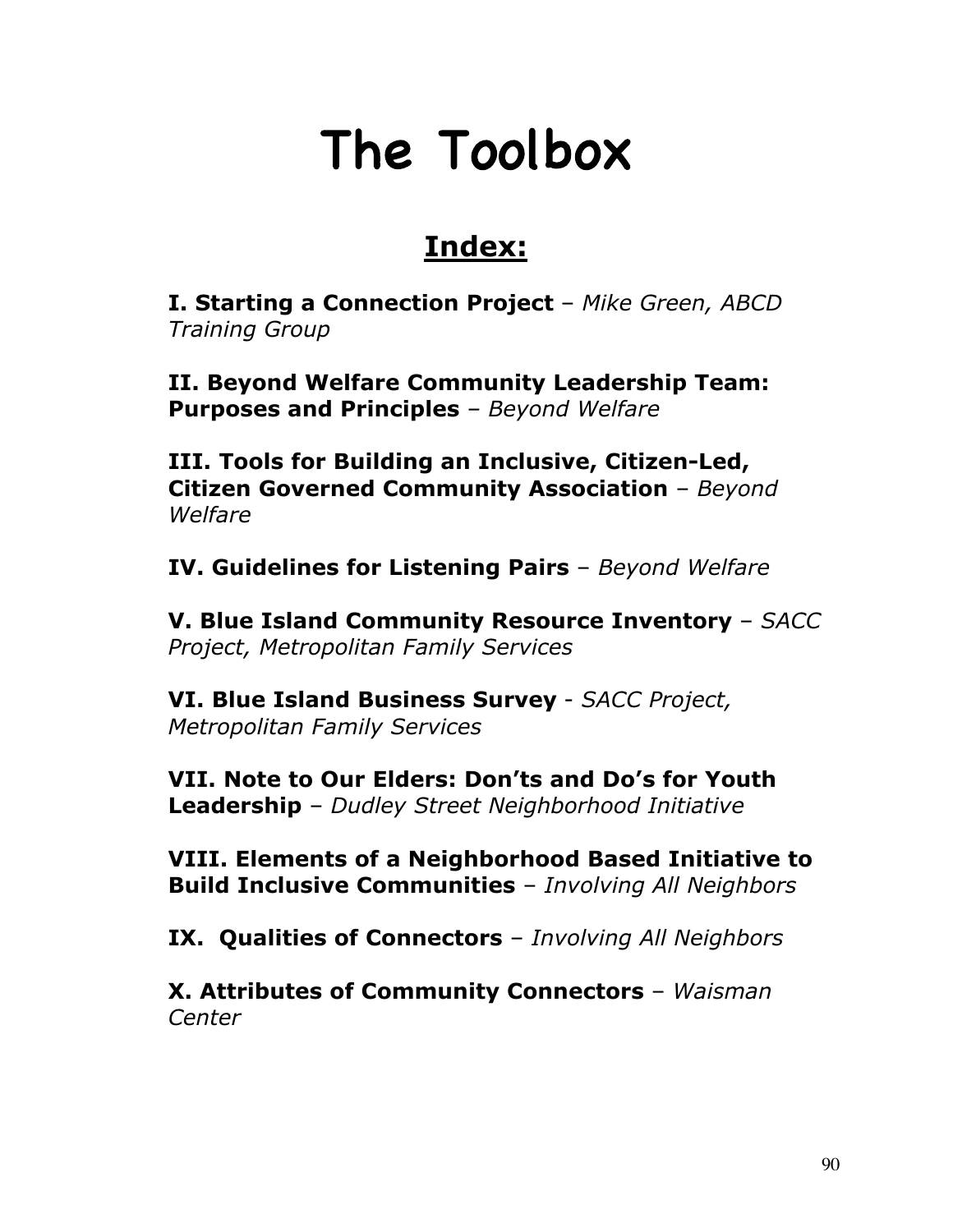# The Toolbox

## Index:

**I. Starting a Connection Project** – *Mike Green, ABCD Training Group*

**II. Beyond Welfare Community Leadership Team: Purposes and Principles** – *Beyond Welfare*

**III. Tools for Building an Inclusive, Citizen-Led, Citizen Governed Community Association** – *Beyond Welfare*

**IV. Guidelines for Listening Pairs** – *Beyond Welfare*

**V. Blue Island Community Resource Inventory** – *SACC Project, Metropolitan Family Services*

**VI. Blue Island Business Survey** - *SACC Project, Metropolitan Family Services*

**VII. Note to Our Elders: Don'ts and Do's for Youth Leadership** – *Dudley Street Neighborhood Initiative*

**VIII. Elements of a Neighborhood Based Initiative to Build Inclusive Communities** – *Involving All Neighbors*

**IX. Qualities of Connectors** – *Involving All Neighbors*

**X. Attributes of Community Connectors** – *Waisman Center*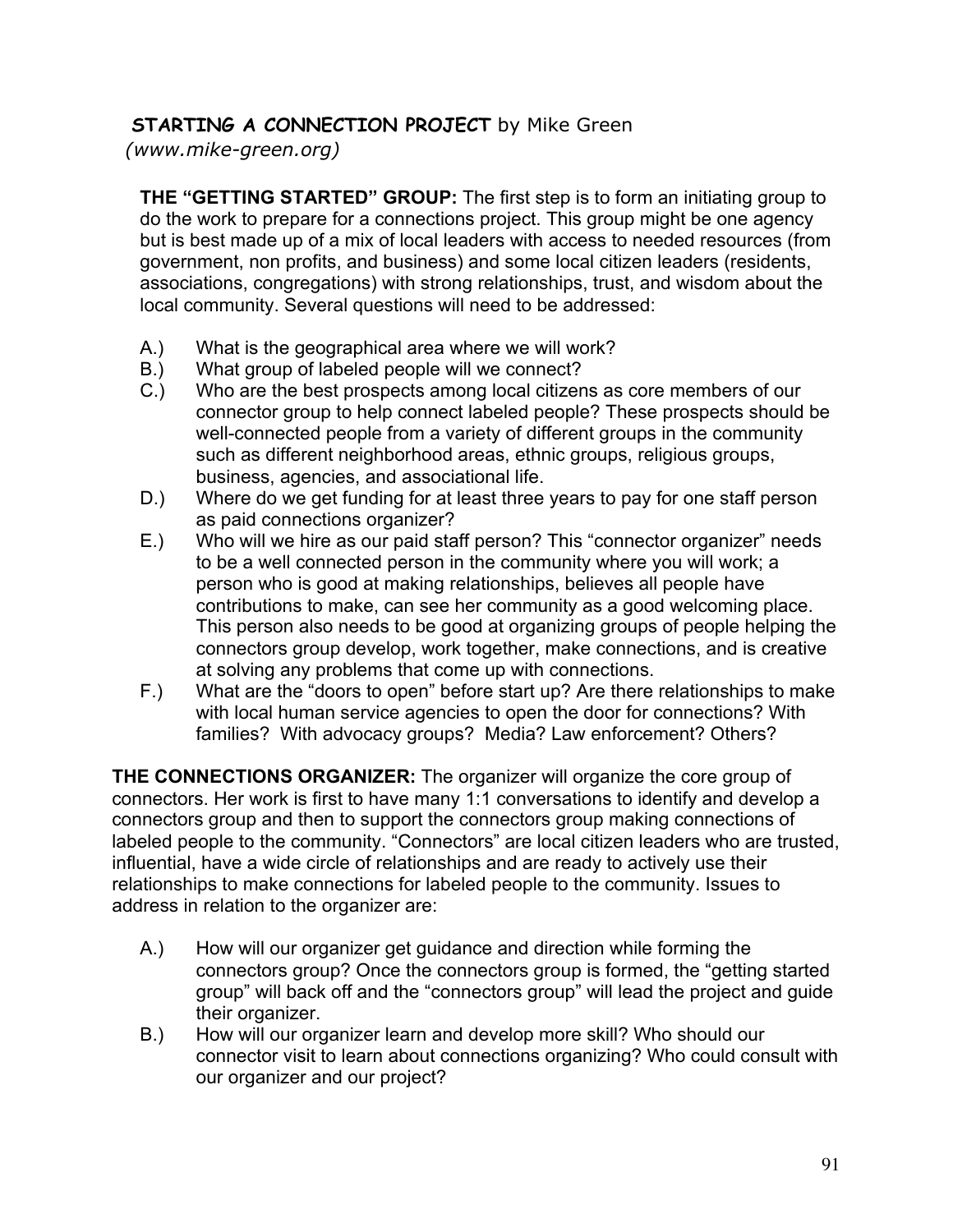## **STARTING A CONNECTION PROJECT** by Mike Green

*(www.mike-green.org)*

**THE "GETTING STARTED" GROUP:** The first step is to form an initiating group to do the work to prepare for a connections project. This group might be one agency but is best made up of a mix of local leaders with access to needed resources (from government, non profits, and business) and some local citizen leaders (residents, associations, congregations) with strong relationships, trust, and wisdom about the local community. Several questions will need to be addressed:

A.) What is the geographical area where we will work?

B.) What group of labeled people will we connect?

C.) Who are the best prospects among local citizens as core members of our connector group to help connect labeled people? These prospects should be well-connected people from a variety of different groups in the community such as different neighborhood areas, ethnic groups, religious groups, business, agencies, and associational life.

D.) Where do we get funding for at least three years to pay for one staff person as paid connections organizer?

E.) Who will we hire as our paid staff person? This "connector organizer" needs to be a well connected person in the community where you will work; a person who is good at making relationships, believes all people have contributions to make, can see her community as a good welcoming place. This person also needs to be good at organizing groups of people helping the connectors group develop, work together, make connections, and is creative at solving any problems that come up with connections.

F.) What are the "doors to open" before start up? Are there relationships to make with local human service agencies to open the door for connections? With families? With advocacy groups? Media? Law enforcement? Others?

**THE CONNECTIONS ORGANIZER:** The organizer will organize the core group of connectors. Her work is first to have many 1:1 conversations to identify and develop a connectors group and then to support the connectors group making connections of labeled people to the community. "Connectors" are local citizen leaders who are trusted, influential, have a wide circle of relationships and are ready to actively use their relationships to make connections for labeled people to the community. Issues to address in relation to the organizer are:

A.) How will our organizer get guidance and direction while forming the connectors group? Once the connectors group is formed, the "getting started group" will back off and the "connectors group" will lead the project and guide their organizer.

B.) How will our organizer learn and develop more skill? Who should our connector visit to learn about connections organizing? Who could consult with our organizer and our project?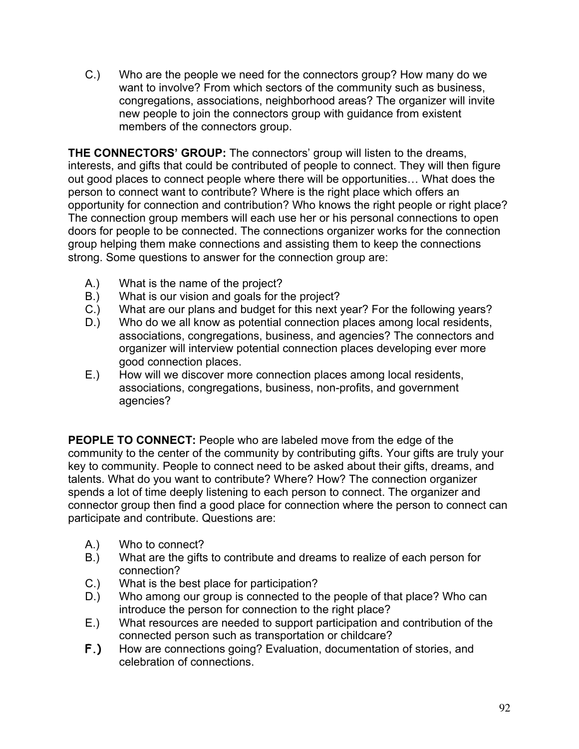C.) Who are the people we need for the connectors group? How many do we want to involve? From which sectors of the community such as business, congregations, associations, neighborhood areas? The organizer will invite new people to join the connectors group with guidance from existent members of the connectors group.

**THE CONNECTORS' GROUP:** The connectors' group will listen to the dreams, interests, and gifts that could be contributed of people to connect. They will then figure out good places to connect people where there will be opportunities… What does the person to connect want to contribute? Where is the right place which offers an opportunity for connection and contribution? Who knows the right people or right place? The connection group members will each use her or his personal connections to open doors for people to be connected. The connections organizer works for the connection group helping them make connections and assisting them to keep the connections strong. Some questions to answer for the connection group are:

A.) What is the name of the project?
B.) What is our vision and goals for the project?
C.) What are our plans and budget for this next year? For the following years?
D.) Who do we all know as potential connection places among local residents, associations, congregations, business, and agencies? The connectors and organizer will interview potential connection places developing ever more good connection places.
E.) How will we discover more connection places among local residents, associations, congregations, business, non-profits, and government agencies?

**PEOPLE TO CONNECT:** People who are labeled move from the edge of the community to the center of the community by contributing gifts. Your gifts are truly your key to community. People to connect need to be asked about their gifts, dreams, and talents. What do you want to contribute? Where? How? The connection organizer spends a lot of time deeply listening to each person to connect. The organizer and connector group then find a good place for connection where the person to connect can participate and contribute. Questions are:

A.) Who to connect?
B.) What are the gifts to contribute and dreams to realize of each person for connection?
C.) What is the best place for participation?
D.) Who among our group is connected to the people of that place? Who can introduce the person for connection to the right place?
E.) What resources are needed to support participation and contribution of the connected person such as transportation or childcare?
F.) How are connections going? Evaluation, documentation of stories, and celebration of connections.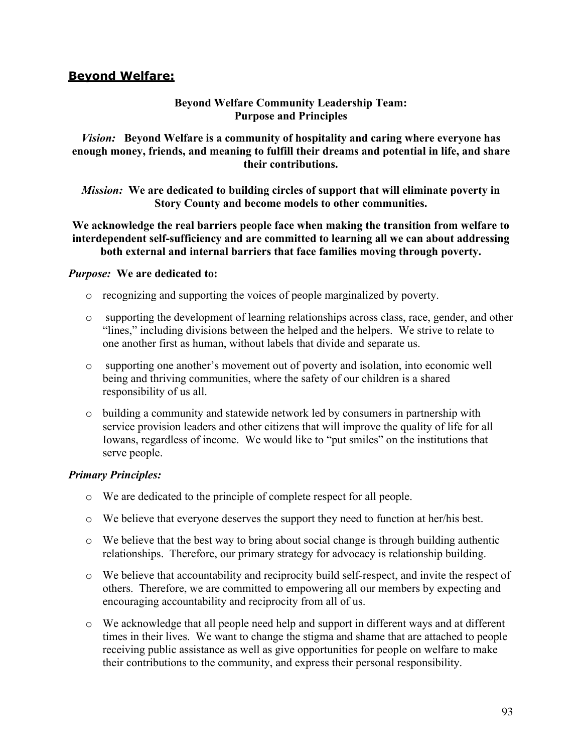## Beyond Welfare:

**Beyond Welfare Community Leadership Team:**
**Purpose and Principles**

***Vision:*** **Beyond Welfare is a community of hospitality and caring where everyone has enough money, friends, and meaning to fulfill their dreams and potential in life, and share their contributions.**

***Mission:*** **We are dedicated to building circles of support that will eliminate poverty in Story County and become models to other communities.**

**We acknowledge the real barriers people face when making the transition from welfare to interdependent self-sufficiency and are committed to learning all we can about addressing both external and internal barriers that face families moving through poverty.**

***Purpose:*** **We are dedicated to:**

- recognizing and supporting the voices of people marginalized by poverty.
- supporting the development of learning relationships across class, race, gender, and other "lines," including divisions between the helped and the helpers. We strive to relate to one another first as human, without labels that divide and separate us.
- supporting one another's movement out of poverty and isolation, into economic well being and thriving communities, where the safety of our children is a shared responsibility of us all.
- building a community and statewide network led by consumers in partnership with service provision leaders and other citizens that will improve the quality of life for all Iowans, regardless of income. We would like to "put smiles" on the institutions that serve people.

***Primary Principles:***

- We are dedicated to the principle of complete respect for all people.
- We believe that everyone deserves the support they need to function at her/his best.
- We believe that the best way to bring about social change is through building authentic relationships. Therefore, our primary strategy for advocacy is relationship building.
- We believe that accountability and reciprocity build self-respect, and invite the respect of others. Therefore, we are committed to empowering all our members by expecting and encouraging accountability and reciprocity from all of us.
- We acknowledge that all people need help and support in different ways and at different times in their lives. We want to change the stigma and shame that are attached to people receiving public assistance as well as give opportunities for people on welfare to make their contributions to the community, and express their personal responsibility.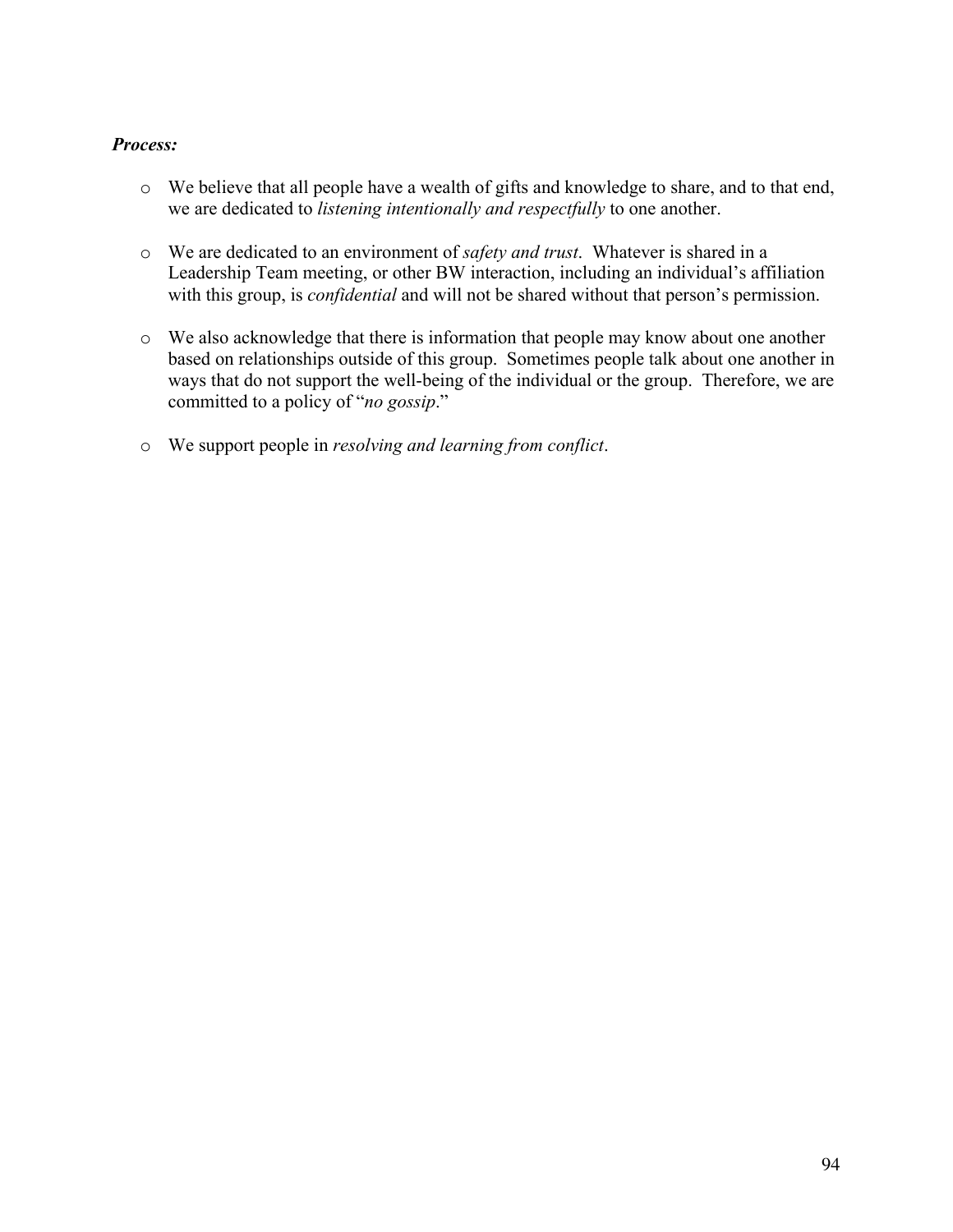***Process:***

- We believe that all people have a wealth of gifts and knowledge to share, and to that end, we are dedicated to *listening intentionally and respectfully* to one another.

- We are dedicated to an environment of *safety and trust*. Whatever is shared in a Leadership Team meeting, or other BW interaction, including an individual's affiliation with this group, is *confidential* and will not be shared without that person's permission.

- We also acknowledge that there is information that people may know about one another based on relationships outside of this group. Sometimes people talk about one another in ways that do not support the well-being of the individual or the group. Therefore, we are committed to a policy of "*no gossip*."

- We support people in *resolving and learning from conflict*.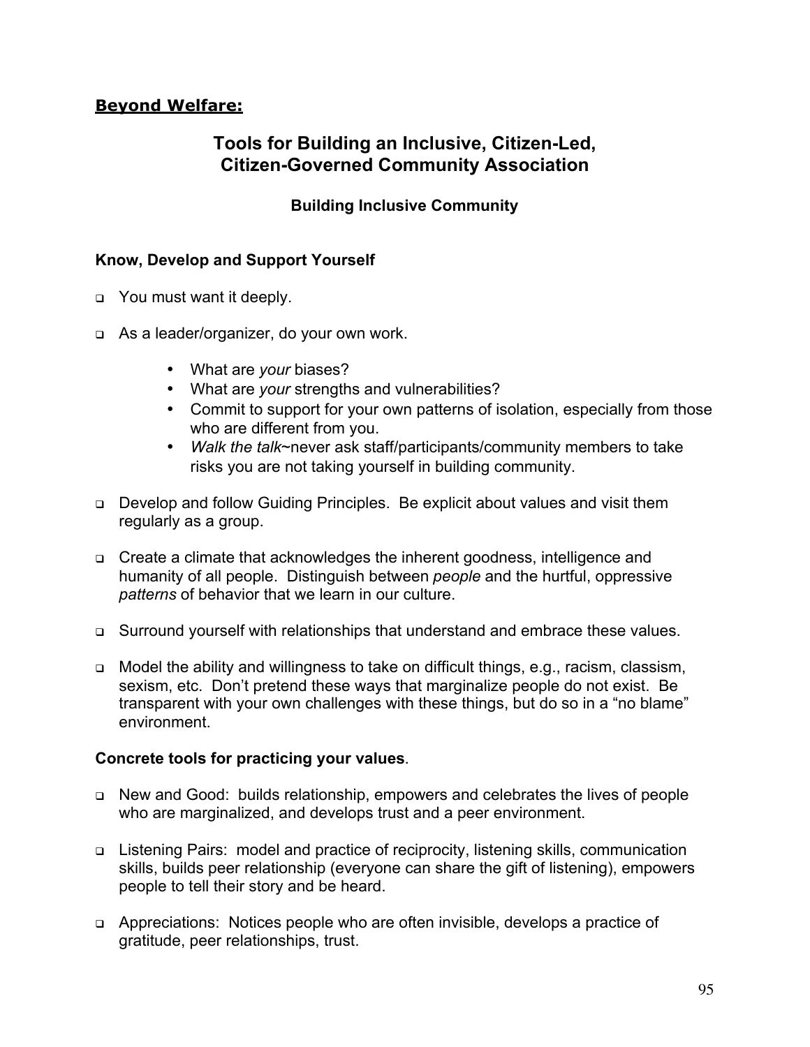**Beyond Welfare:**

## Tools for Building an Inclusive, Citizen-Led, Citizen-Governed Community Association

### Building Inclusive Community

**Know, Develop and Support Yourself**

- You must want it deeply.
- As a leader/organizer, do your own work.
  - What are *your* biases?
  - What are *your* strengths and vulnerabilities?
  - Commit to support for your own patterns of isolation, especially from those who are different from you.
  - *Walk the talk*~never ask staff/participants/community members to take risks you are not taking yourself in building community.
- Develop and follow Guiding Principles. Be explicit about values and visit them regularly as a group.
- Create a climate that acknowledges the inherent goodness, intelligence and humanity of all people. Distinguish between *people* and the hurtful, oppressive *patterns* of behavior that we learn in our culture.
- Surround yourself with relationships that understand and embrace these values.
- Model the ability and willingness to take on difficult things, e.g., racism, classism, sexism, etc. Don't pretend these ways that marginalize people do not exist. Be transparent with your own challenges with these things, but do so in a "no blame" environment.

**Concrete tools for practicing your values**.

- New and Good: builds relationship, empowers and celebrates the lives of people who are marginalized, and develops trust and a peer environment.
- Listening Pairs: model and practice of reciprocity, listening skills, communication skills, builds peer relationship (everyone can share the gift of listening), empowers people to tell their story and be heard.
- Appreciations: Notices people who are often invisible, develops a practice of gratitude, peer relationships, trust.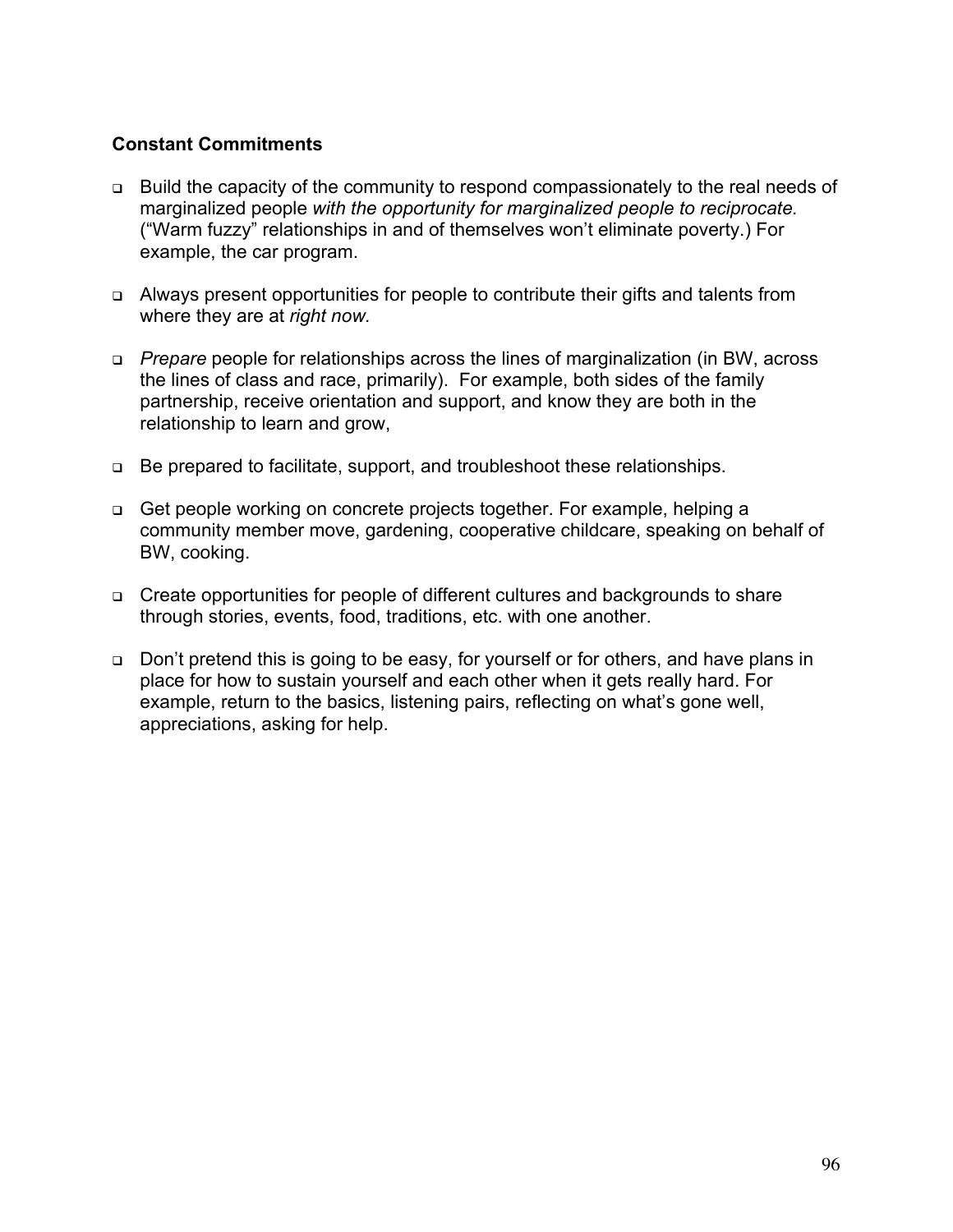**Constant Commitments**

- Build the capacity of the community to respond compassionately to the real needs of marginalized people *with the opportunity for marginalized people to reciprocate.* ("Warm fuzzy" relationships in and of themselves won't eliminate poverty.) For example, the car program.

- Always present opportunities for people to contribute their gifts and talents from where they are at *right now.*

- *Prepare* people for relationships across the lines of marginalization (in BW, across the lines of class and race, primarily). For example, both sides of the family partnership, receive orientation and support, and know they are both in the relationship to learn and grow,

- Be prepared to facilitate, support, and troubleshoot these relationships.

- Get people working on concrete projects together. For example, helping a community member move, gardening, cooperative childcare, speaking on behalf of BW, cooking.

- Create opportunities for people of different cultures and backgrounds to share through stories, events, food, traditions, etc. with one another.

- Don't pretend this is going to be easy, for yourself or for others, and have plans in place for how to sustain yourself and each other when it gets really hard. For example, return to the basics, listening pairs, reflecting on what's gone well, appreciations, asking for help.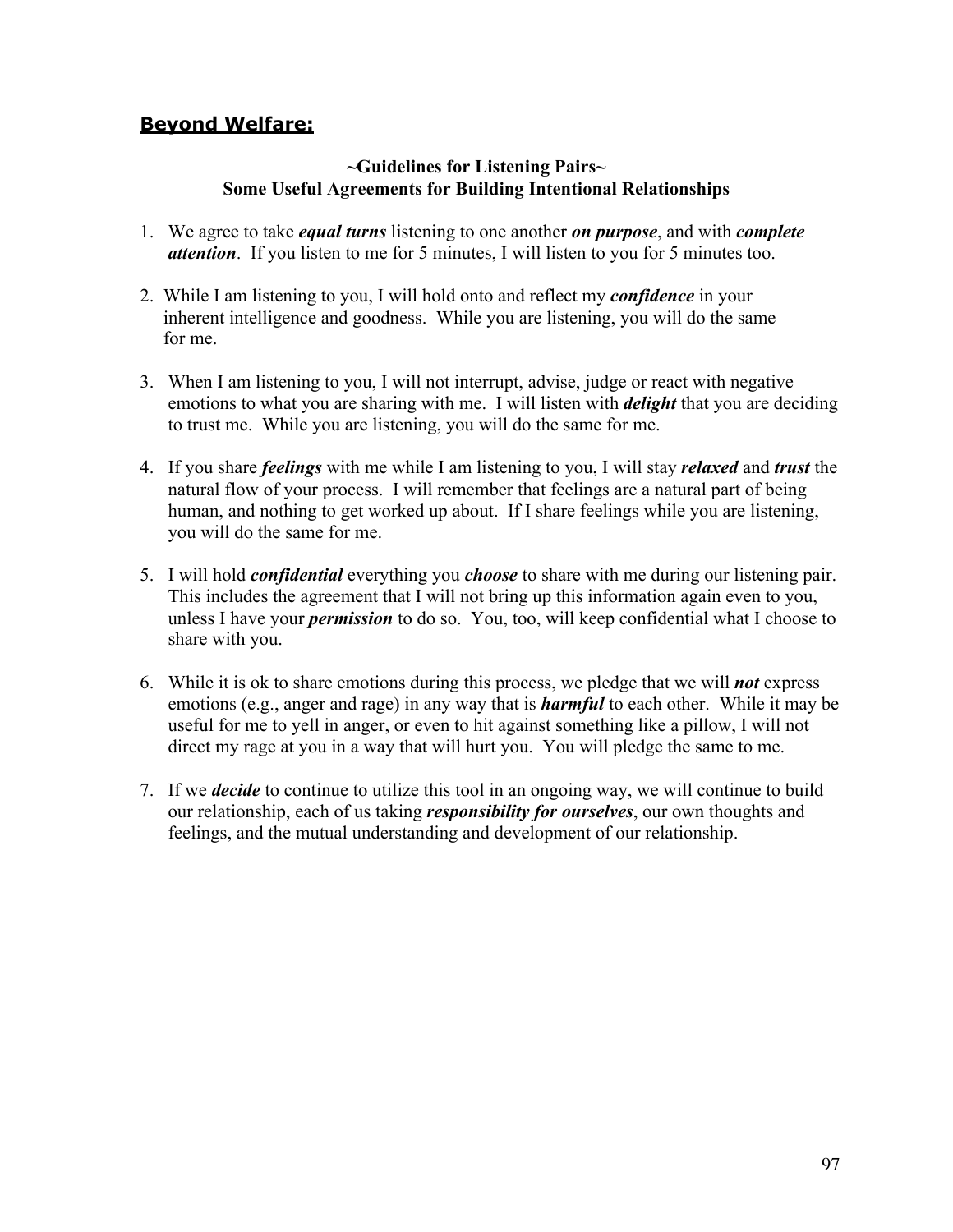## Beyond Welfare:

### ~Guidelines for Listening Pairs~
### Some Useful Agreements for Building Intentional Relationships

1. We agree to take ***equal turns*** listening to one another ***on purpose***, and with ***complete attention***. If you listen to me for 5 minutes, I will listen to you for 5 minutes too.

2. While I am listening to you, I will hold onto and reflect my ***confidence*** in your inherent intelligence and goodness. While you are listening, you will do the same for me.

3. When I am listening to you, I will not interrupt, advise, judge or react with negative emotions to what you are sharing with me. I will listen with ***delight*** that you are deciding to trust me. While you are listening, you will do the same for me.

4. If you share ***feelings*** with me while I am listening to you, I will stay ***relaxed*** and ***trust*** the natural flow of your process. I will remember that feelings are a natural part of being human, and nothing to get worked up about. If I share feelings while you are listening, you will do the same for me.

5. I will hold ***confidential*** everything you ***choose*** to share with me during our listening pair. This includes the agreement that I will not bring up this information again even to you, unless I have your ***permission*** to do so. You, too, will keep confidential what I choose to share with you.

6. While it is ok to share emotions during this process, we pledge that we will ***not*** express emotions (e.g., anger and rage) in any way that is ***harmful*** to each other. While it may be useful for me to yell in anger, or even to hit against something like a pillow, I will not direct my rage at you in a way that will hurt you. You will pledge the same to me.

7. If we ***decide*** to continue to utilize this tool in an ongoing way, we will continue to build our relationship, each of us taking ***responsibility for ourselves***, our own thoughts and feelings, and the mutual understanding and development of our relationship.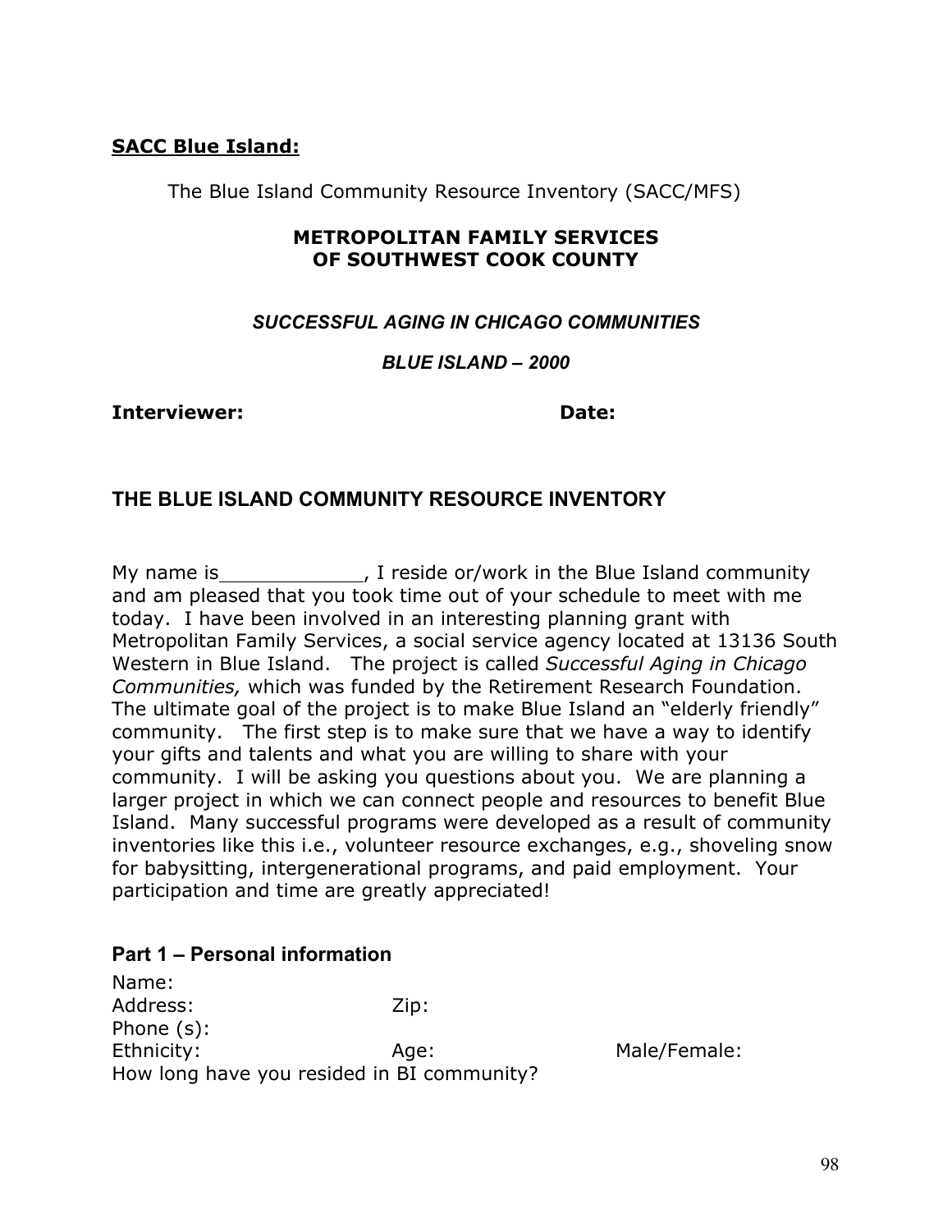**SACC Blue Island:**

The Blue Island Community Resource Inventory (SACC/MFS)

**METROPOLITAN FAMILY SERVICES**
**OF SOUTHWEST COOK COUNTY**

***SUCCESSFUL AGING IN CHICAGO COMMUNITIES***

***BLUE ISLAND – 2000***

**Interviewer:** **Date:**

## THE BLUE ISLAND COMMUNITY RESOURCE INVENTORY

My name is____________, I reside or/work in the Blue Island community and am pleased that you took time out of your schedule to meet with me today. I have been involved in an interesting planning grant with Metropolitan Family Services, a social service agency located at 13136 South Western in Blue Island. The project is called *Successful Aging in Chicago Communities,* which was funded by the Retirement Research Foundation. The ultimate goal of the project is to make Blue Island an "elderly friendly" community. The first step is to make sure that we have a way to identify your gifts and talents and what you are willing to share with your community. I will be asking you questions about you. We are planning a larger project in which we can connect people and resources to benefit Blue Island. Many successful programs were developed as a result of community inventories like this i.e., volunteer resource exchanges, e.g., shoveling snow for babysitting, intergenerational programs, and paid employment. Your participation and time are greatly appreciated!

### Part 1 – Personal information

Name:
Address: Zip:
Phone (s):
Ethnicity: Age: Male/Female:
How long have you resided in BI community?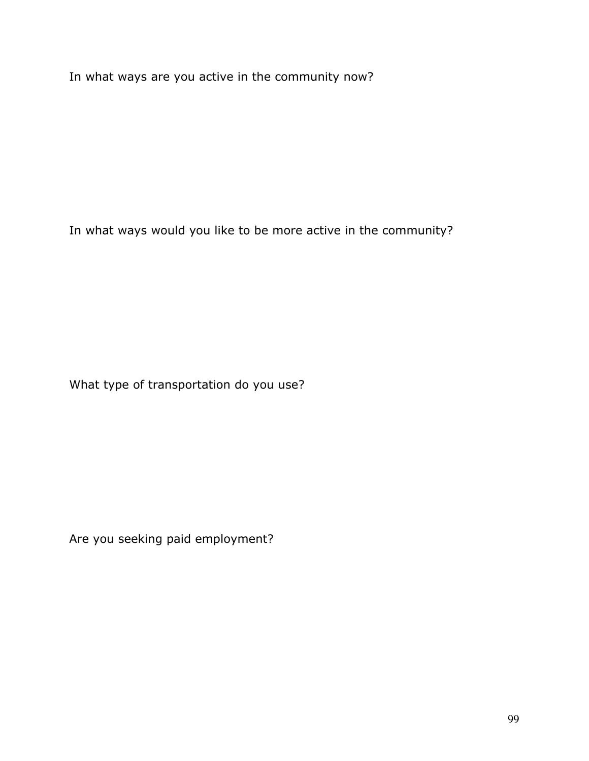In what ways are you active in the community now?

In what ways would you like to be more active in the community?

What type of transportation do you use?

Are you seeking paid employment?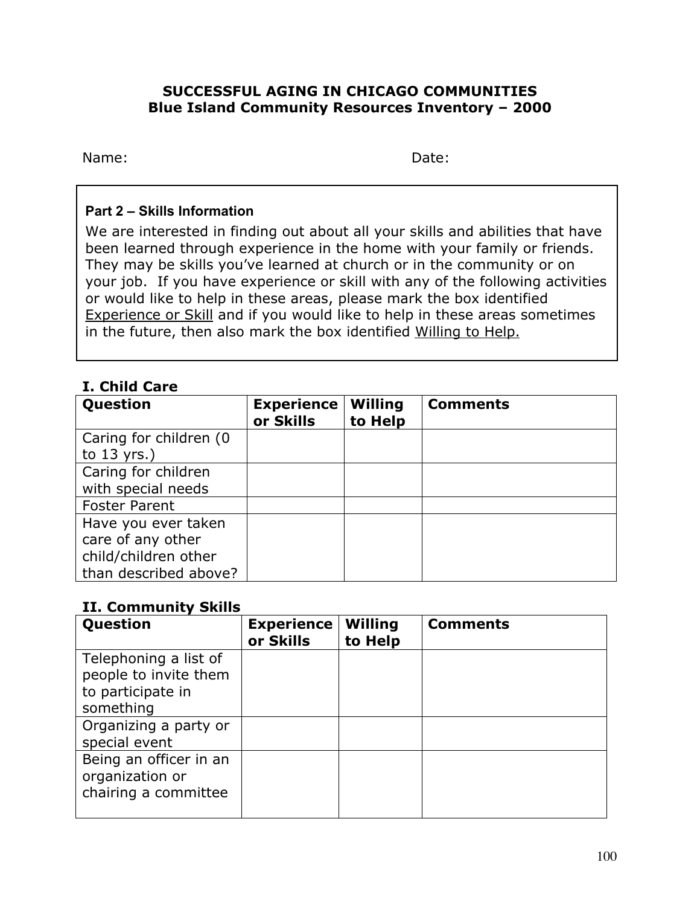# SUCCESSFUL AGING IN CHICAGO COMMUNITIES
## Blue Island Community Resources Inventory – 2000

Name: Date:

**Part 2 – Skills Information**

We are interested in finding out about all your skills and abilities that have been learned through experience in the home with your family or friends. They may be skills you've learned at church or in the community or on your job. If you have experience or skill with any of the following activities or would like to help in these areas, please mark the box identified Experience or Skill and if you would like to help in these areas sometimes in the future, then also mark the box identified Willing to Help.

### I. Child Care

| Question | Experience or Skills | Willing to Help | Comments |
|---|---|---|---|
| Caring for children (0 to 13 yrs.) | | | |
| Caring for children with special needs | | | |
| Foster Parent | | | |
| Have you ever taken care of any other child/children other than described above? | | | |

### II. Community Skills

| Question | Experience or Skills | Willing to Help | Comments |
|---|---|---|---|
| Telephoning a list of people to invite them to participate in something | | | |
| Organizing a party or special event | | | |
| Being an officer in an organization or chairing a committee | | | |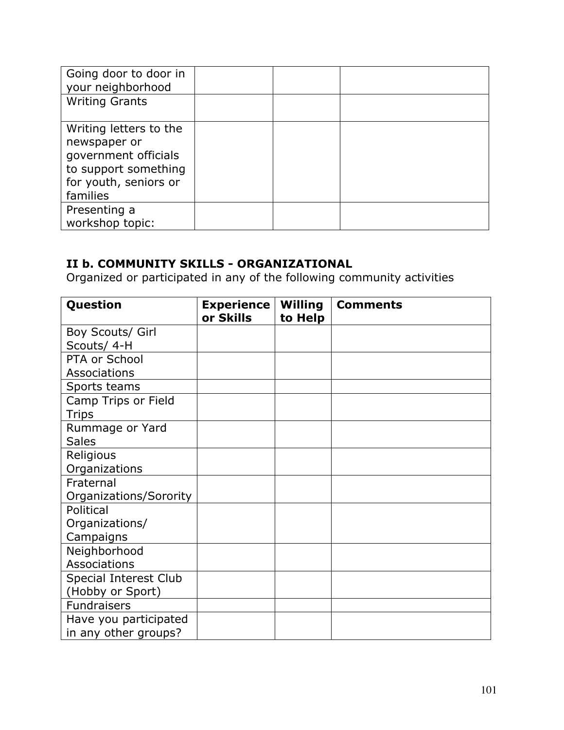| | | | |
|---|---|---|---|
| Going door to door in your neighborhood | | | |
| Writing Grants | | | |
| Writing letters to the newspaper or government officials to support something for youth, seniors or families | | | |
| Presenting a workshop topic: | | | |

### II b. COMMUNITY SKILLS - ORGANIZATIONAL

Organized or participated in any of the following community activities

| Question | Experience or Skills | Willing to Help | Comments |
|---|---|---|---|
| Boy Scouts/ Girl Scouts/ 4-H | | | |
| PTA or School Associations | | | |
| Sports teams | | | |
| Camp Trips or Field Trips | | | |
| Rummage or Yard Sales | | | |
| Religious Organizations | | | |
| Fraternal Organizations/Sorority | | | |
| Political Organizations/ Campaigns | | | |
| Neighborhood Associations | | | |
| Special Interest Club (Hobby or Sport) | | | |
| Fundraisers | | | |
| Have you participated in any other groups? | | | |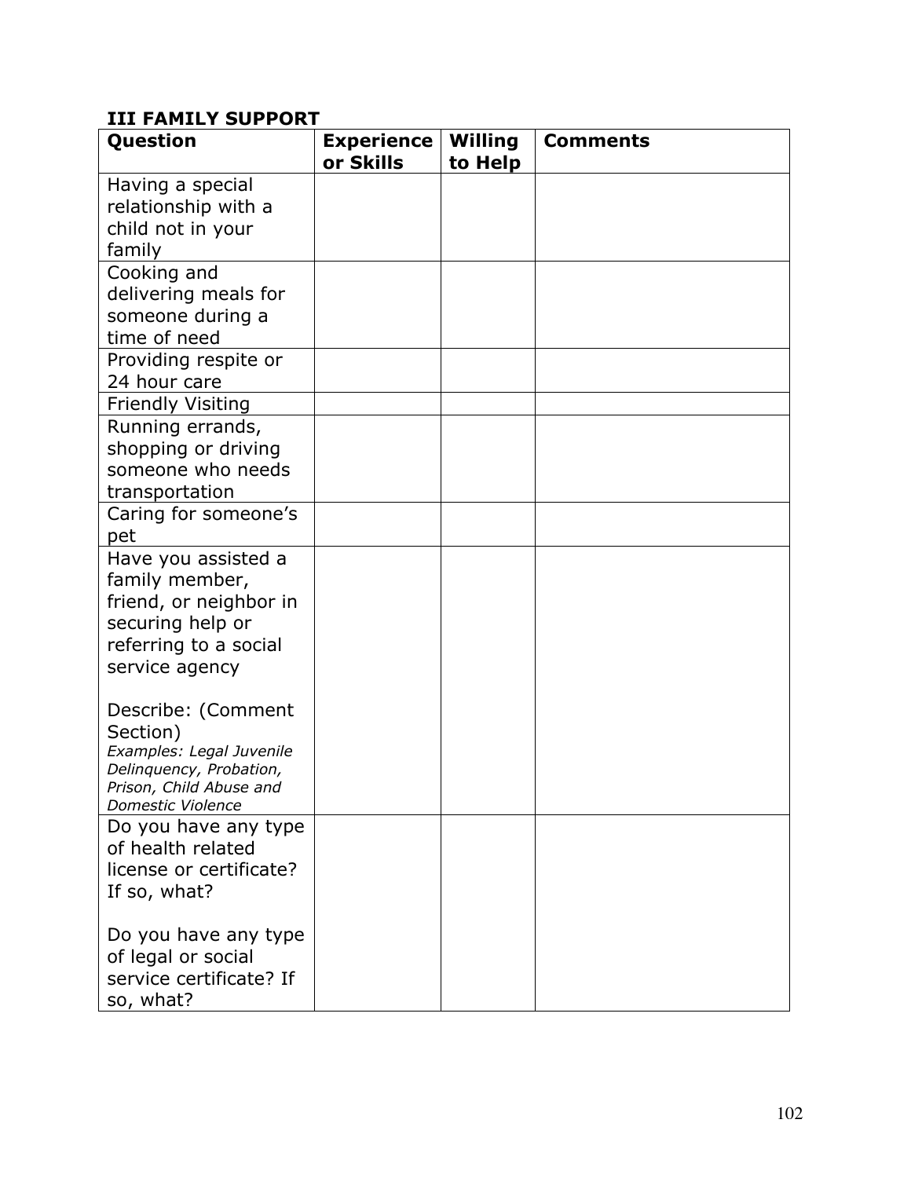### III FAMILY SUPPORT

| Question | Experience or Skills | Willing to Help | Comments |
| --- | --- | --- | --- |
| Having a special relationship with a child not in your family | | | |
| Cooking and delivering meals for someone during a time of need | | | |
| Providing respite or 24 hour care | | | |
| Friendly Visiting | | | |
| Running errands, shopping or driving someone who needs transportation | | | |
| Caring for someone's pet | | | |
| Have you assisted a family member, friend, or neighbor in securing help or referring to a social service agency<br><br>Describe: (Comment Section)<br>*Examples: Legal Juvenile Delinquency, Probation, Prison, Child Abuse and Domestic Violence* | | | |
| Do you have any type of health related license or certificate? If so, what?<br><br>Do you have any type of legal or social service certificate? If so, what? | | | |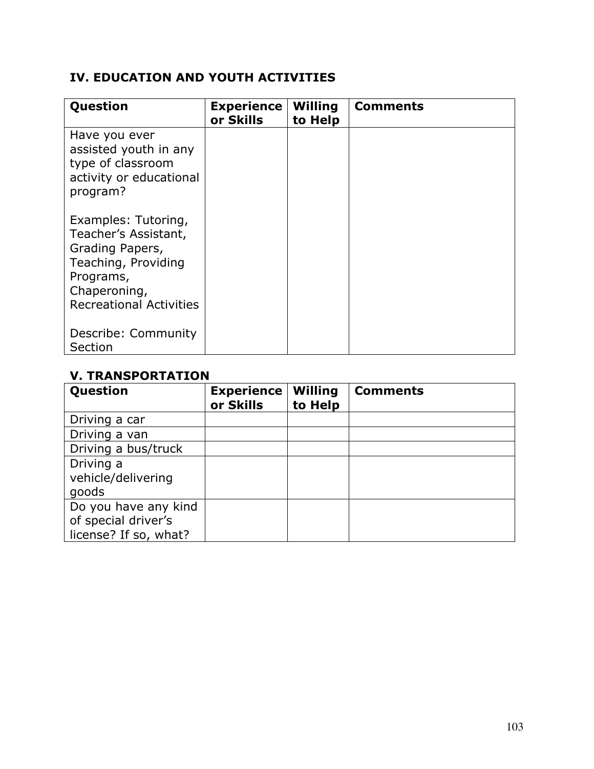## IV. EDUCATION AND YOUTH ACTIVITIES

| Question | Experience or Skills | Willing to Help | Comments |
|---|---|---|---|
| Have you ever assisted youth in any type of classroom activity or educational program?<br><br>Examples: Tutoring, Teacher's Assistant, Grading Papers, Teaching, Providing Programs, Chaperoning, Recreational Activities<br><br>Describe: Community Section | | | |

## V. TRANSPORTATION

| Question | Experience or Skills | Willing to Help | Comments |
|---|---|---|---|
| Driving a car | | | |
| Driving a van | | | |
| Driving a bus/truck | | | |
| Driving a vehicle/delivering goods | | | |
| Do you have any kind of special driver's license? If so, what? | | | |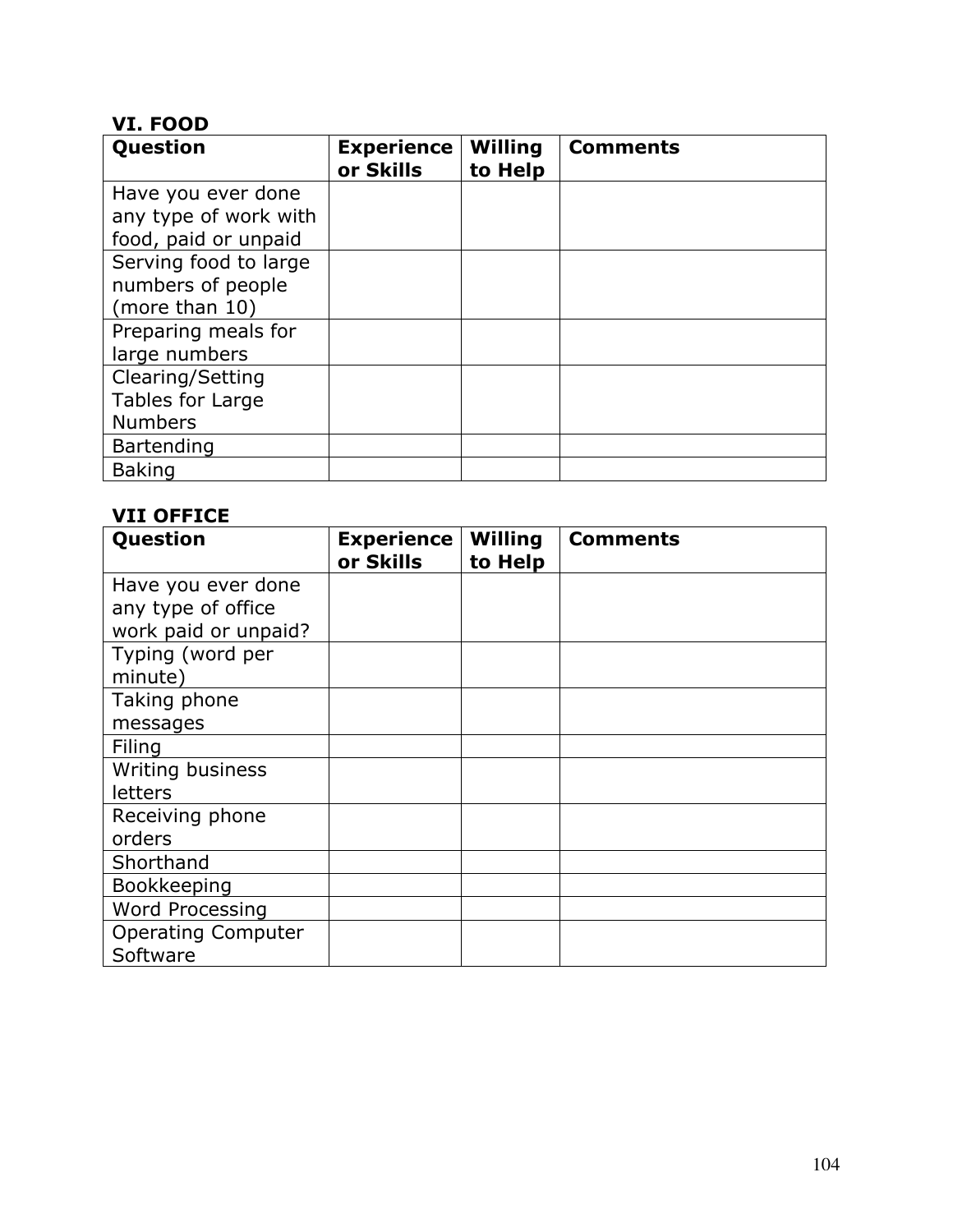### VI. FOOD

| Question | Experience or Skills | Willing to Help | Comments |
|---|---|---|---|
| Have you ever done any type of work with food, paid or unpaid | | | |
| Serving food to large numbers of people (more than 10) | | | |
| Preparing meals for large numbers | | | |
| Clearing/Setting Tables for Large Numbers | | | |
| Bartending | | | |
| Baking | | | |

### VII OFFICE

| Question | Experience or Skills | Willing to Help | Comments |
|---|---|---|---|
| Have you ever done any type of office work paid or unpaid? | | | |
| Typing (word per minute) | | | |
| Taking phone messages | | | |
| Filing | | | |
| Writing business letters | | | |
| Receiving phone orders | | | |
| Shorthand | | | |
| Bookkeeping | | | |
| Word Processing | | | |
| Operating Computer Software | | | |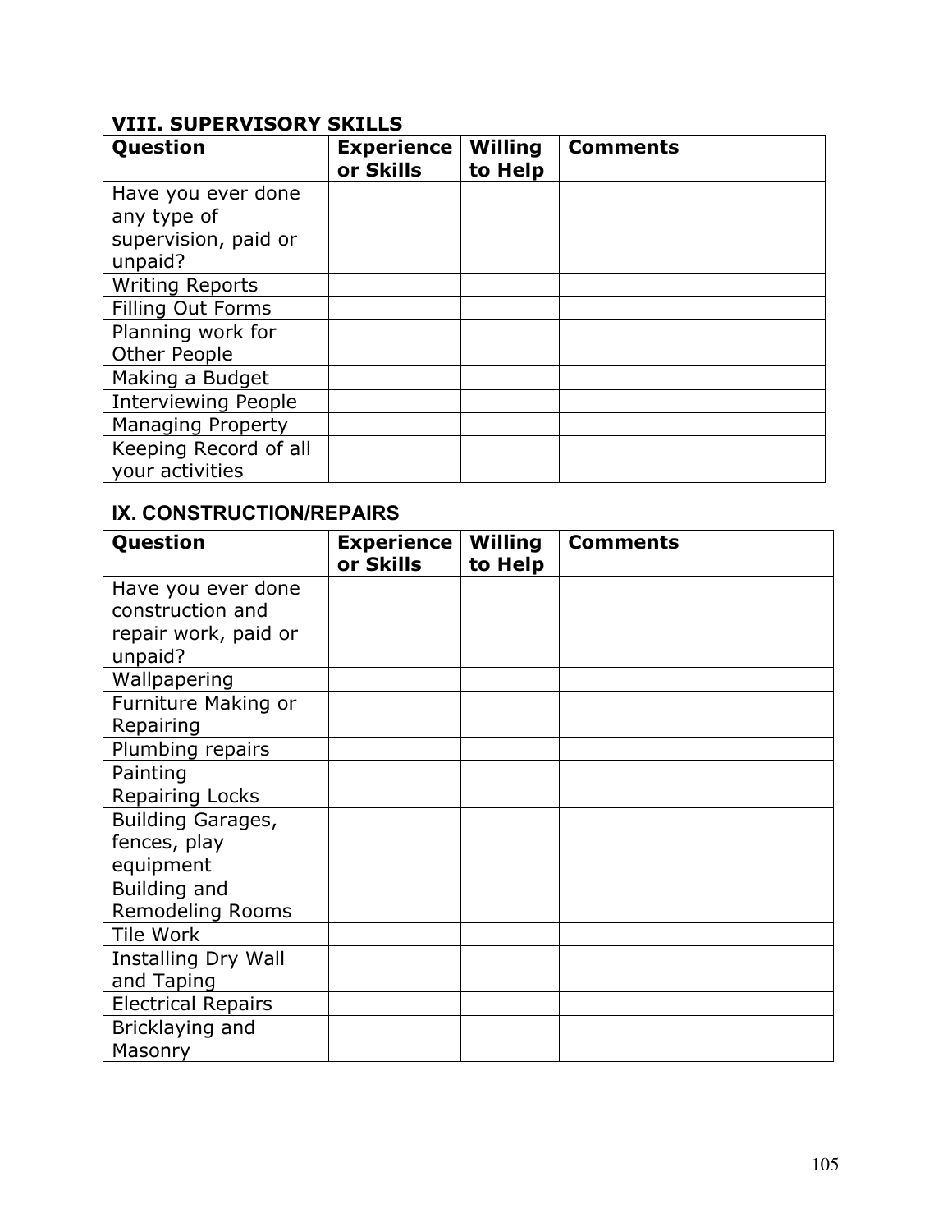### VIII. SUPERVISORY SKILLS

| Question | Experience or Skills | Willing to Help | Comments |
|---|---|---|---|
| Have you ever done any type of supervision, paid or unpaid? | | | |
| Writing Reports | | | |
| Filling Out Forms | | | |
| Planning work for Other People | | | |
| Making a Budget | | | |
| Interviewing People | | | |
| Managing Property | | | |
| Keeping Record of all your activities | | | |

### IX. CONSTRUCTION/REPAIRS

| Question | Experience or Skills | Willing to Help | Comments |
|---|---|---|---|
| Have you ever done construction and repair work, paid or unpaid? | | | |
| Wallpapering | | | |
| Furniture Making or Repairing | | | |
| Plumbing repairs | | | |
| Painting | | | |
| Repairing Locks | | | |
| Building Garages, fences, play equipment | | | |
| Building and Remodeling Rooms | | | |
| Tile Work | | | |
| Installing Dry Wall and Taping | | | |
| Electrical Repairs | | | |
| Bricklaying and Masonry | | | |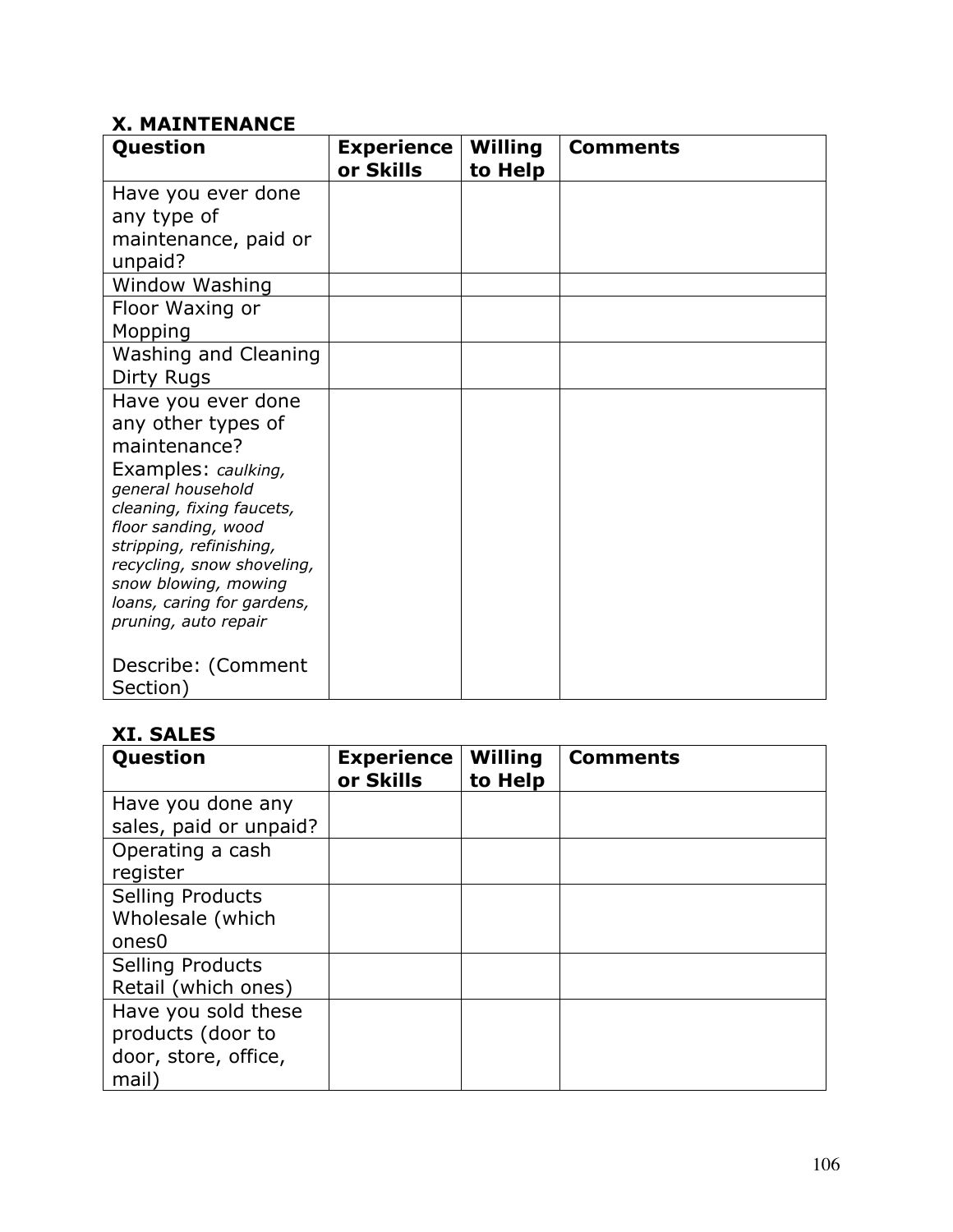### X. MAINTENANCE

| Question | Experience or Skills | Willing to Help | Comments |
|---|---|---|---|
| Have you ever done any type of maintenance, paid or unpaid? | | | |
| Window Washing | | | |
| Floor Waxing or Mopping | | | |
| Washing and Cleaning Dirty Rugs | | | |
| Have you ever done any other types of maintenance? Examples: *caulking, general household cleaning, fixing faucets, floor sanding, wood stripping, refinishing, recycling, snow shoveling, snow blowing, mowing loans, caring for gardens, pruning, auto repair* Describe: (Comment Section) | | | |

### XI. SALES

| Question | Experience or Skills | Willing to Help | Comments |
|---|---|---|---|
| Have you done any sales, paid or unpaid? | | | |
| Operating a cash register | | | |
| Selling Products Wholesale (which ones0 | | | |
| Selling Products Retail (which ones) | | | |
| Have you sold these products (door to door, store, office, mail) | | | |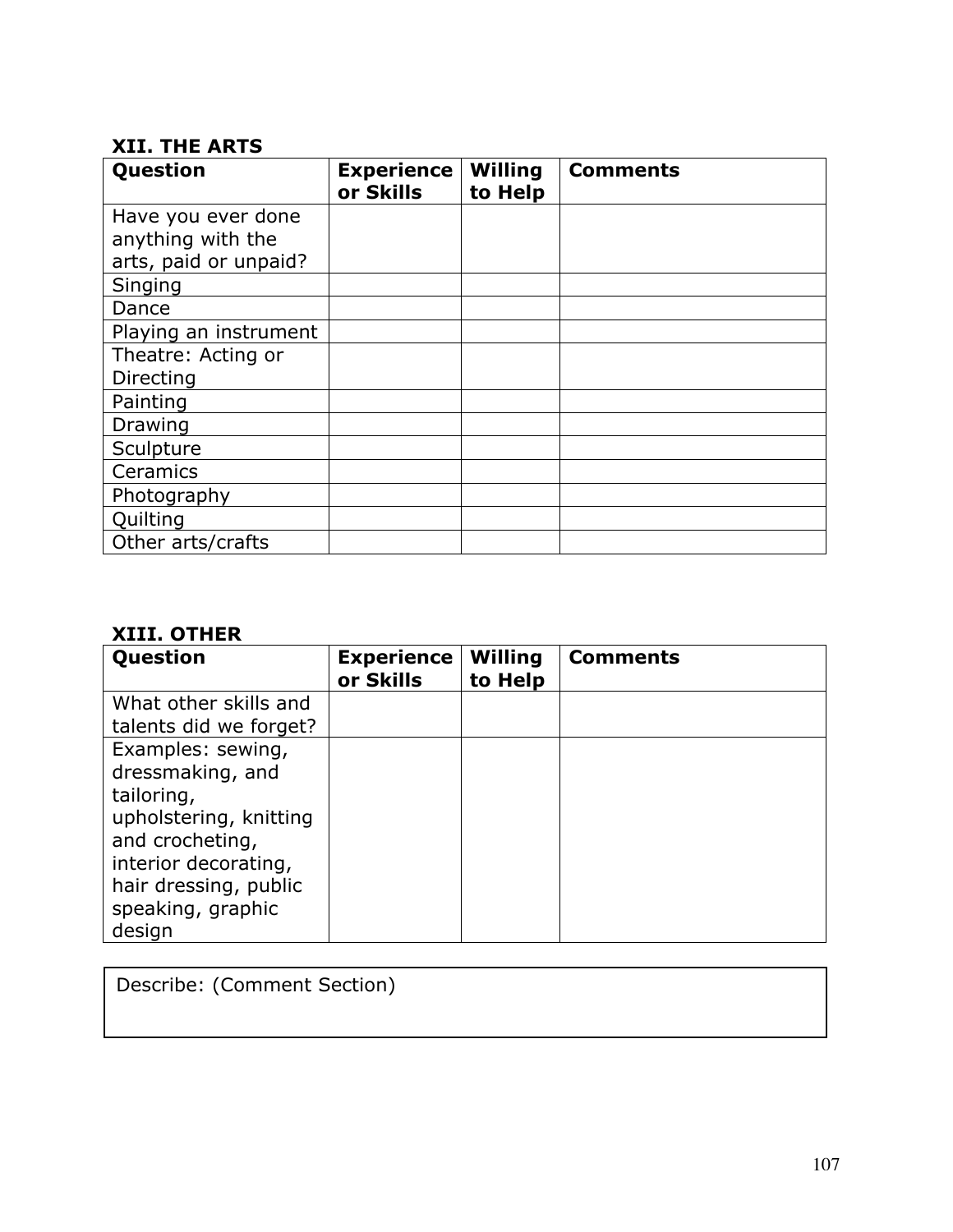### XII. THE ARTS

| Question | Experience or Skills | Willing to Help | Comments |
|---|---|---|---|
| Have you ever done anything with the arts, paid or unpaid? | | | |
| Singing | | | |
| Dance | | | |
| Playing an instrument | | | |
| Theatre: Acting or Directing | | | |
| Painting | | | |
| Drawing | | | |
| Sculpture | | | |
| Ceramics | | | |
| Photography | | | |
| Quilting | | | |
| Other arts/crafts | | | |

### XIII. OTHER

| Question | Experience or Skills | Willing to Help | Comments |
|---|---|---|---|
| What other skills and talents did we forget? | | | |
| Examples: sewing, dressmaking, and tailoring, upholstering, knitting and crocheting, interior decorating, hair dressing, public speaking, graphic design | | | |

| Describe: (Comment Section) |
|---|
| |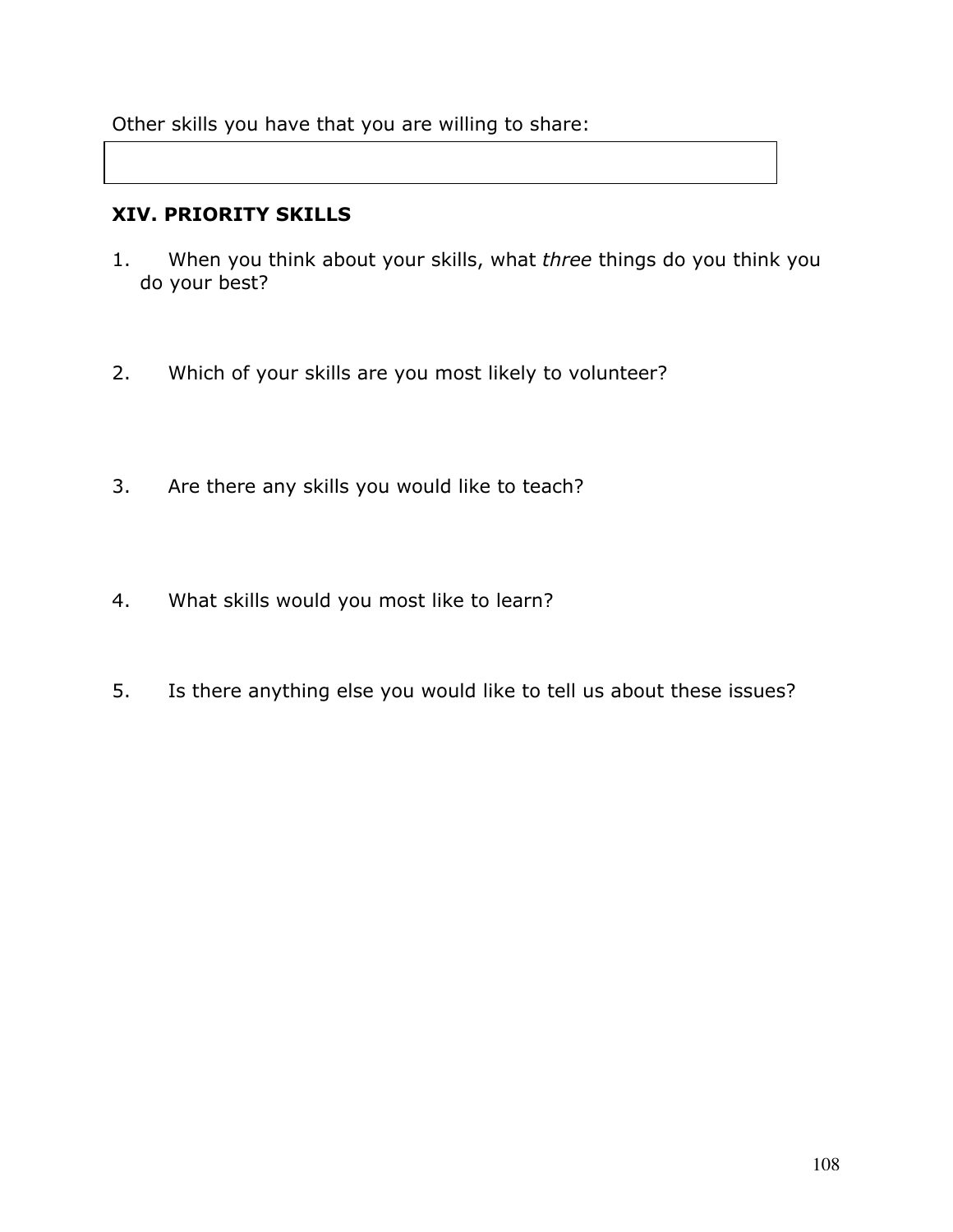Other skills you have that you are willing to share:

| |
|---|
| |

## XIV. PRIORITY SKILLS

1. When you think about your skills, what *three* things do you think you do your best?

2. Which of your skills are you most likely to volunteer?

3. Are there any skills you would like to teach?

4. What skills would you most like to learn?

5. Is there anything else you would like to tell us about these issues?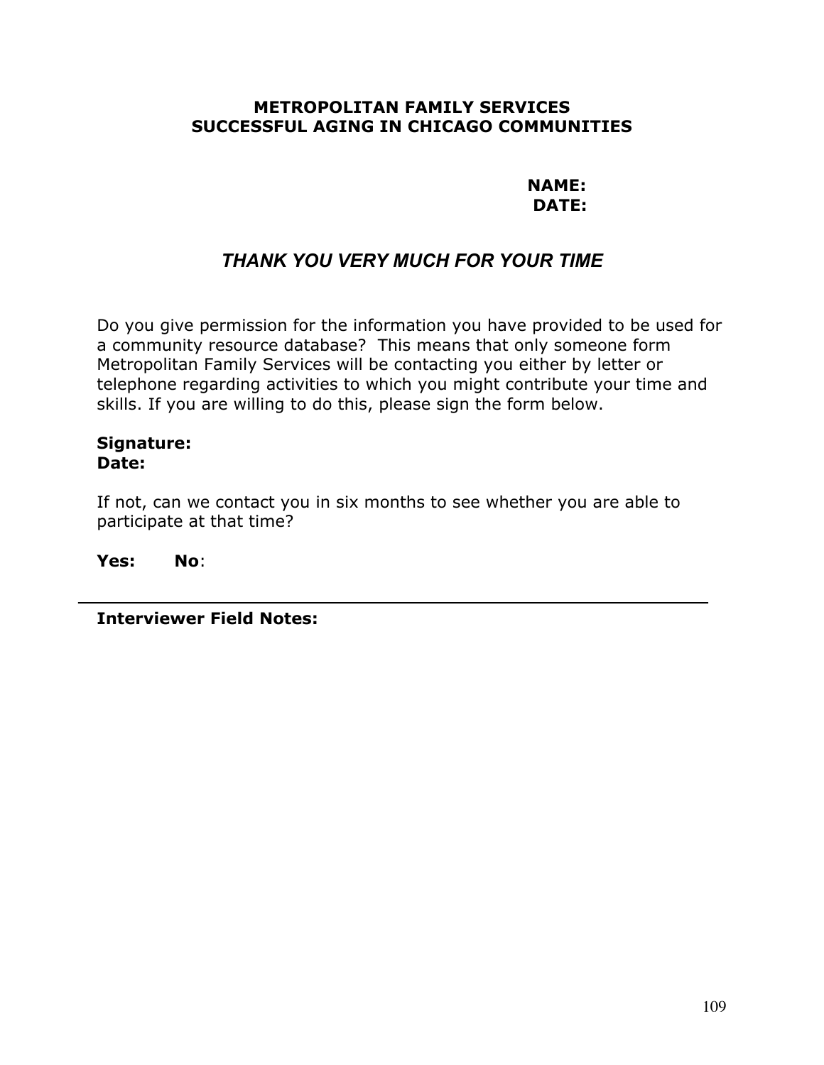**METROPOLITAN FAMILY SERVICES**
**SUCCESSFUL AGING IN CHICAGO COMMUNITIES**

**NAME:**
**DATE:**

## *THANK YOU VERY MUCH FOR YOUR TIME*

Do you give permission for the information you have provided to be used for a community resource database? This means that only someone form Metropolitan Family Services will be contacting you either by letter or telephone regarding activities to which you might contribute your time and skills. If you are willing to do this, please sign the form below.

**Signature:**
**Date:**

If not, can we contact you in six months to see whether you are able to participate at that time?

**Yes:** **No**:

---

**Interviewer Field Notes:**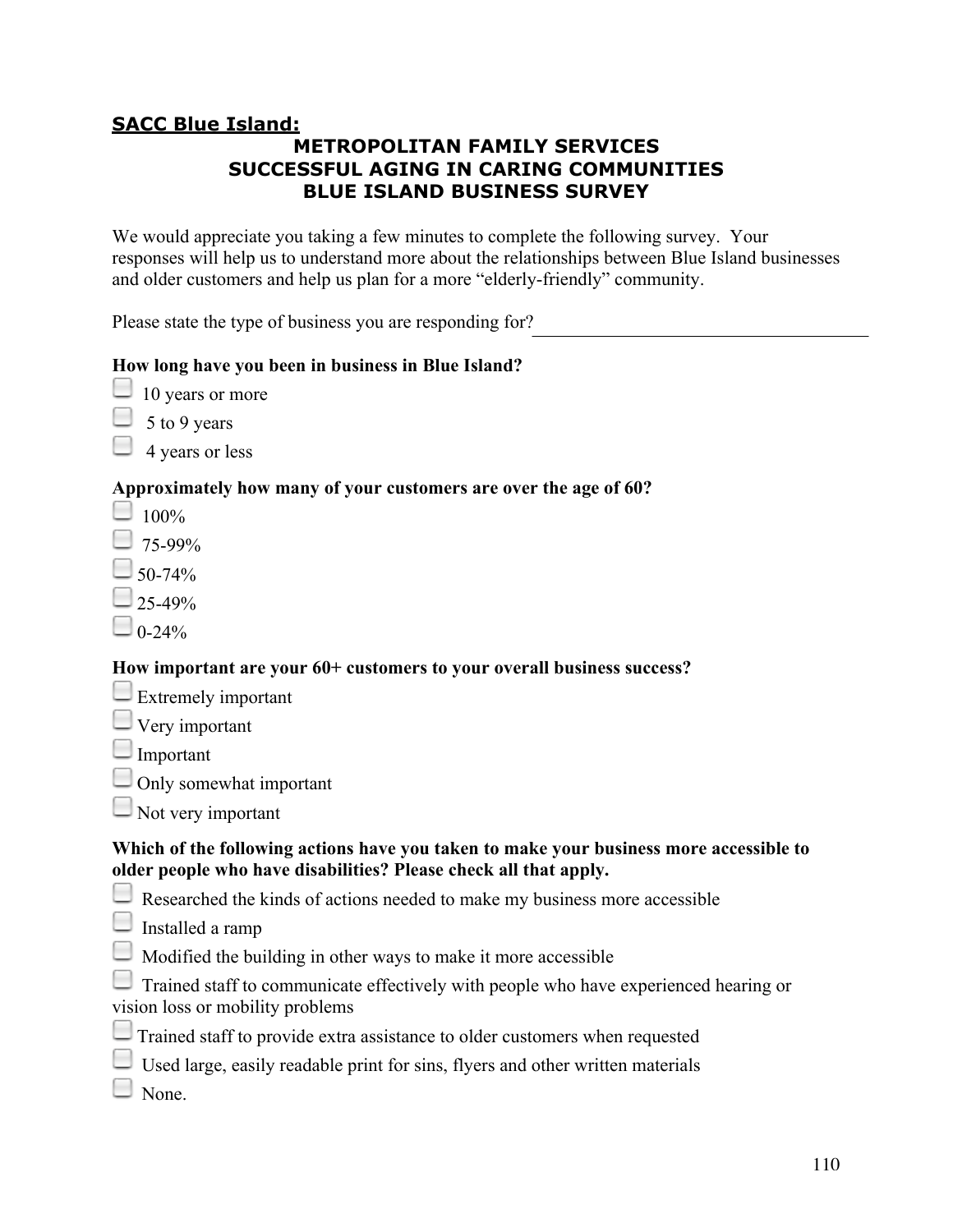**SACC Blue Island:**

## METROPOLITAN FAMILY SERVICES
## SUCCESSFUL AGING IN CARING COMMUNITIES
## BLUE ISLAND BUSINESS SURVEY

We would appreciate you taking a few minutes to complete the following survey. Your responses will help us to understand more about the relationships between Blue Island businesses and older customers and help us plan for a more "elderly-friendly" community.

Please state the type of business you are responding for?\_\_\_\_\_\_\_\_\_\_\_\_\_\_\_\_\_\_\_\_\_\_\_\_\_\_\_\_\_\_\_\_\_\_\_\_\_\_\_\_

**How long have you been in business in Blue Island?**

- ☐ 10 years or more
- ☐ 5 to 9 years
- ☐ 4 years or less

**Approximately how many of your customers are over the age of 60?**

- ☐ 100%
- ☐ 75-99%
- ☐ 50-74%
- ☐ 25-49%
- ☐ 0-24%

**How important are your 60+ customers to your overall business success?**

- ☐ Extremely important
- ☐ Very important
- ☐ Important
- ☐ Only somewhat important
- ☐ Not very important

**Which of the following actions have you taken to make your business more accessible to older people who have disabilities? Please check all that apply.**

- ☐ Researched the kinds of actions needed to make my business more accessible
- ☐ Installed a ramp
- ☐ Modified the building in other ways to make it more accessible
- ☐ Trained staff to communicate effectively with people who have experienced hearing or vision loss or mobility problems
- ☐ Trained staff to provide extra assistance to older customers when requested
- ☐ Used large, easily readable print for sins, flyers and other written materials
- ☐ None.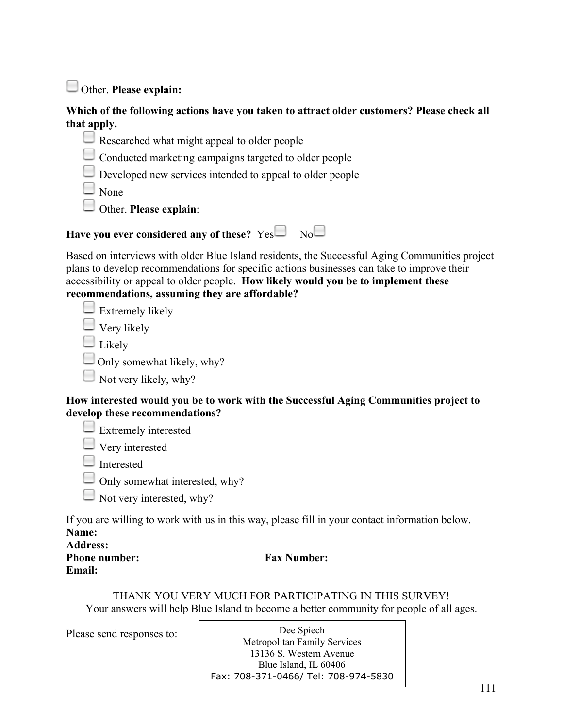☐ Other. **Please explain:**

**Which of the following actions have you taken to attract older customers? Please check all that apply.**

- ☐ Researched what might appeal to older people
- ☐ Conducted marketing campaigns targeted to older people
- ☐ Developed new services intended to appeal to older people
- ☐ None
- ☐ Other. **Please explain**:

**Have you ever considered any of these?** Yes☐ No☐

Based on interviews with older Blue Island residents, the Successful Aging Communities project plans to develop recommendations for specific actions businesses can take to improve their accessibility or appeal to older people. **How likely would you be to implement these recommendations, assuming they are affordable?**

- ☐ Extremely likely
- ☐ Very likely
- ☐ Likely
- ☐ Only somewhat likely, why?
- ☐ Not very likely, why?

**How interested would you be to work with the Successful Aging Communities project to develop these recommendations?**

- ☐ Extremely interested
- ☐ Very interested
- ☐ Interested
- ☐ Only somewhat interested, why?
- ☐ Not very interested, why?

If you are willing to work with us in this way, please fill in your contact information below.
**Name:**
**Address:**
**Phone number:** **Fax Number:**
**Email:**

THANK YOU VERY MUCH FOR PARTICIPATING IN THIS SURVEY!
Your answers will help Blue Island to become a better community for people of all ages.

Please send responses to:

Dee Spiech
Metropolitan Family Services
13136 S. Western Avenue
Blue Island, IL 60406
Fax: 708-371-0466/ Tel: 708-974-5830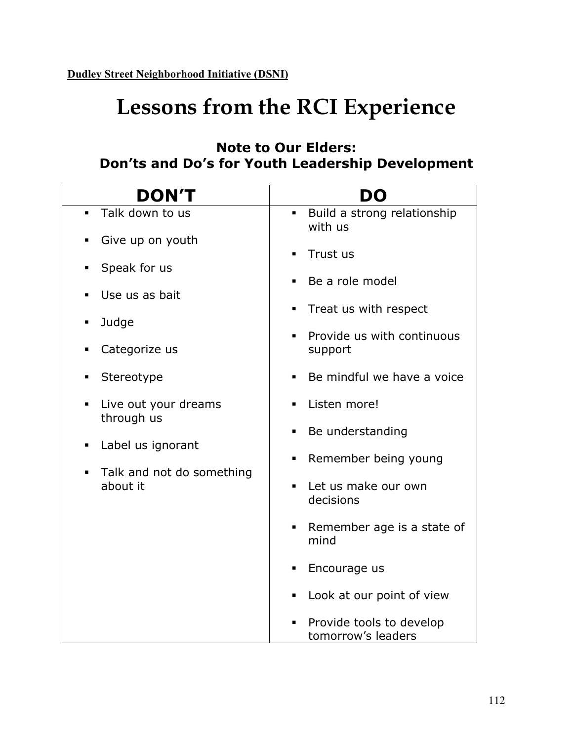**Dudley Street Neighborhood Initiative (DSNI)**

# Lessons from the RCI Experience

### Note to Our Elders:
### Don'ts and Do's for Youth Leadership Development

| DON'T | DO |
|---|---|
| ▪ Talk down to us<br>▪ Give up on youth<br>▪ Speak for us<br>▪ Use us as bait<br>▪ Judge<br>▪ Categorize us<br>▪ Stereotype<br>▪ Live out your dreams through us<br>▪ Label us ignorant<br>▪ Talk and not do something about it | ▪ Build a strong relationship with us<br>▪ Trust us<br>▪ Be a role model<br>▪ Treat us with respect<br>▪ Provide us with continuous support<br>▪ Be mindful we have a voice<br>▪ Listen more!<br>▪ Be understanding<br>▪ Remember being young<br>▪ Let us make our own decisions<br>▪ Remember age is a state of mind<br>▪ Encourage us<br>▪ Look at our point of view<br>▪ Provide tools to develop tomorrow's leaders |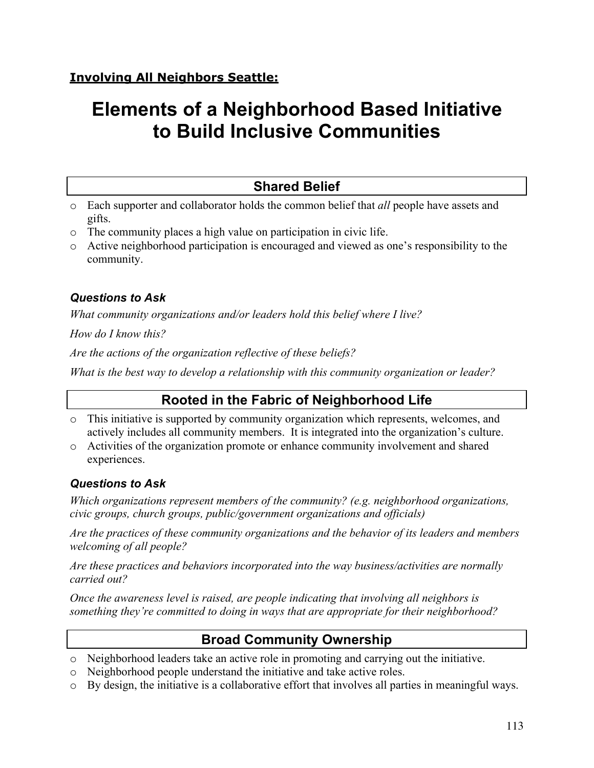**Involving All Neighbors Seattle:**

# Elements of a Neighborhood Based Initiative to Build Inclusive Communities

## Shared Belief

- Each supporter and collaborator holds the common belief that *all* people have assets and gifts.
- The community places a high value on participation in civic life.
- Active neighborhood participation is encouraged and viewed as one's responsibility to the community.

### *Questions to Ask*

*What community organizations and/or leaders hold this belief where I live?*

*How do I know this?*

*Are the actions of the organization reflective of these beliefs?*

*What is the best way to develop a relationship with this community organization or leader?*

## Rooted in the Fabric of Neighborhood Life

- This initiative is supported by community organization which represents, welcomes, and actively includes all community members. It is integrated into the organization's culture.
- Activities of the organization promote or enhance community involvement and shared experiences.

### *Questions to Ask*

*Which organizations represent members of the community? (e.g. neighborhood organizations, civic groups, church groups, public/government organizations and officials)*

*Are the practices of these community organizations and the behavior of its leaders and members welcoming of all people?*

*Are these practices and behaviors incorporated into the way business/activities are normally carried out?*

*Once the awareness level is raised, are people indicating that involving all neighbors is something they're committed to doing in ways that are appropriate for their neighborhood?*

## Broad Community Ownership

- Neighborhood leaders take an active role in promoting and carrying out the initiative.
- Neighborhood people understand the initiative and take active roles.
- By design, the initiative is a collaborative effort that involves all parties in meaningful ways.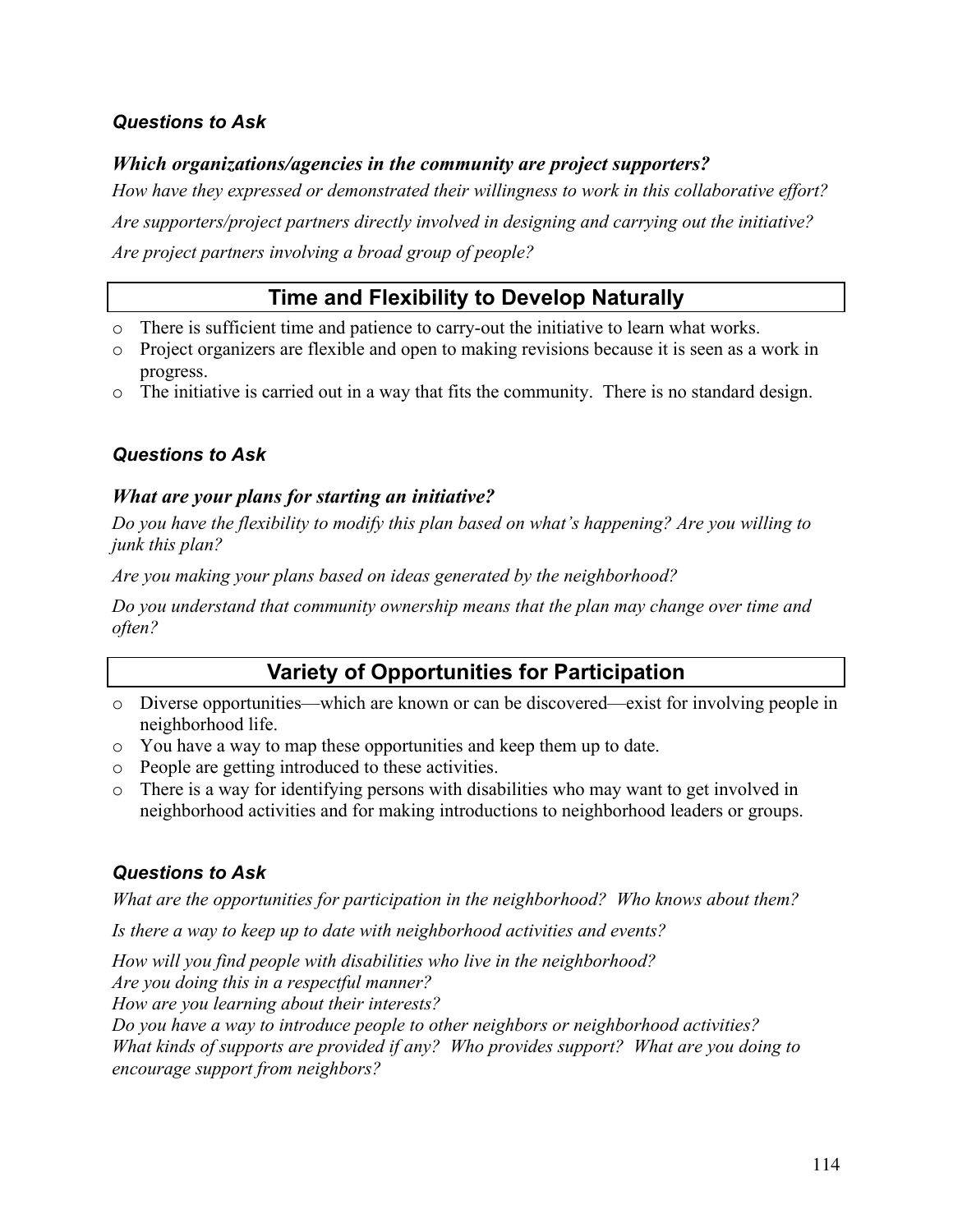***Questions to Ask***

***Which organizations/agencies in the community are project supporters?***

*How have they expressed or demonstrated their willingness to work in this collaborative effort?*

*Are supporters/project partners directly involved in designing and carrying out the initiative?*

*Are project partners involving a broad group of people?*

## Time and Flexibility to Develop Naturally

- There is sufficient time and patience to carry-out the initiative to learn what works.
- Project organizers are flexible and open to making revisions because it is seen as a work in progress.
- The initiative is carried out in a way that fits the community. There is no standard design.

***Questions to Ask***

***What are your plans for starting an initiative?***

*Do you have the flexibility to modify this plan based on what's happening? Are you willing to junk this plan?*

*Are you making your plans based on ideas generated by the neighborhood?*

*Do you understand that community ownership means that the plan may change over time and often?*

## Variety of Opportunities for Participation

- Diverse opportunities—which are known or can be discovered—exist for involving people in neighborhood life.
- You have a way to map these opportunities and keep them up to date.
- People are getting introduced to these activities.
- There is a way for identifying persons with disabilities who may want to get involved in neighborhood activities and for making introductions to neighborhood leaders or groups.

***Questions to Ask***

*What are the opportunities for participation in the neighborhood? Who knows about them?*

*Is there a way to keep up to date with neighborhood activities and events?*

*How will you find people with disabilities who live in the neighborhood?*
*Are you doing this in a respectful manner?*
*How are you learning about their interests?*
*Do you have a way to introduce people to other neighbors or neighborhood activities?*
*What kinds of supports are provided if any? Who provides support? What are you doing to encourage support from neighbors?*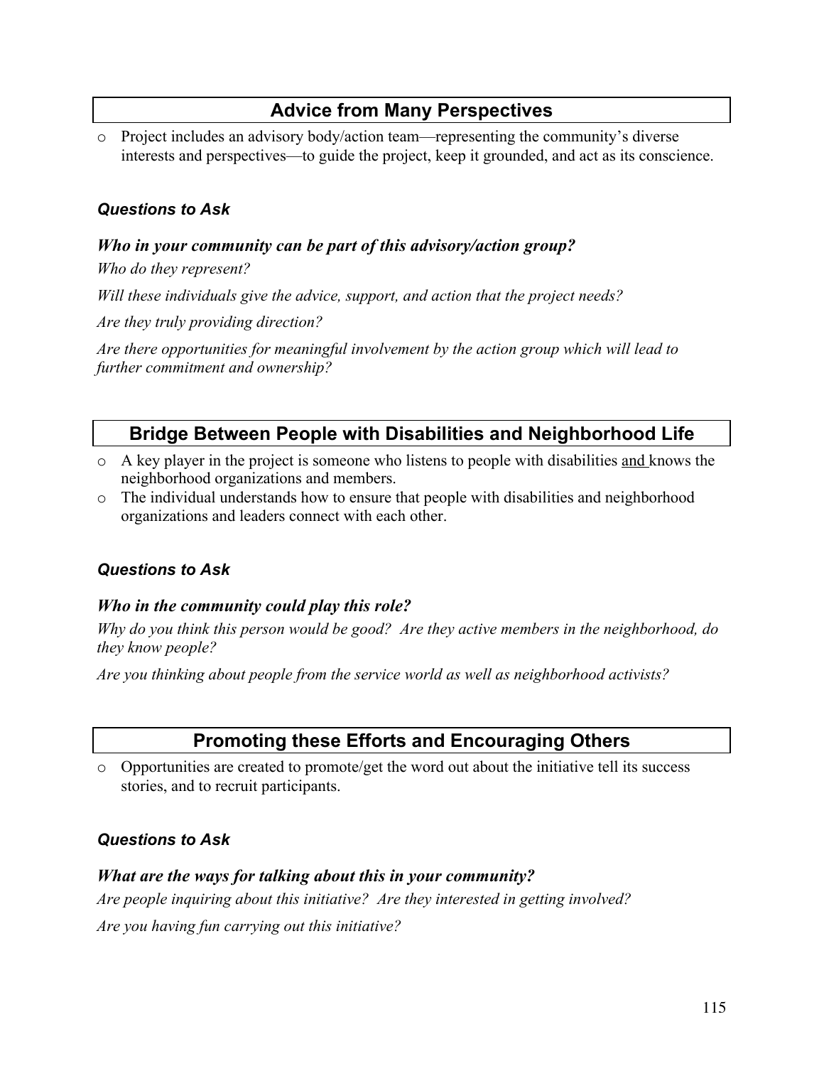## Advice from Many Perspectives

- Project includes an advisory body/action team—representing the community's diverse interests and perspectives—to guide the project, keep it grounded, and act as its conscience.

### *Questions to Ask*

***Who in your community can be part of this advisory/action group?***

*Who do they represent?*

*Will these individuals give the advice, support, and action that the project needs?*

*Are they truly providing direction?*

*Are there opportunities for meaningful involvement by the action group which will lead to further commitment and ownership?*

## Bridge Between People with Disabilities and Neighborhood Life

- A key player in the project is someone who listens to people with disabilities <u>and</u> knows the neighborhood organizations and members.
- The individual understands how to ensure that people with disabilities and neighborhood organizations and leaders connect with each other.

### *Questions to Ask*

***Who in the community could play this role?***

*Why do you think this person would be good? Are they active members in the neighborhood, do they know people?*

*Are you thinking about people from the service world as well as neighborhood activists?*

## Promoting these Efforts and Encouraging Others

- Opportunities are created to promote/get the word out about the initiative tell its success stories, and to recruit participants.

### *Questions to Ask*

***What are the ways for talking about this in your community?***

*Are people inquiring about this initiative? Are they interested in getting involved?*

*Are you having fun carrying out this initiative?*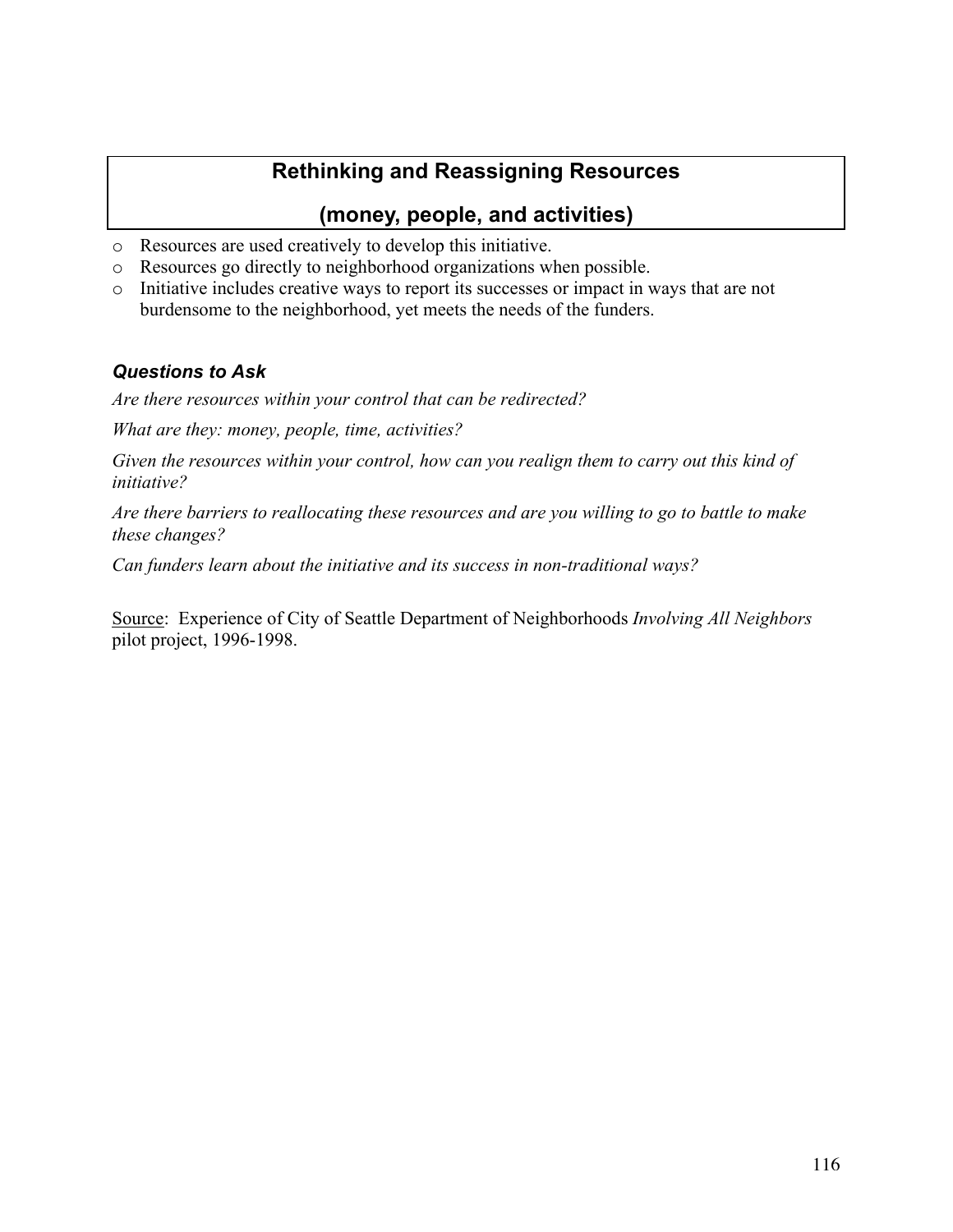## Rethinking and Reassigning Resources

## (money, people, and activities)

- Resources are used creatively to develop this initiative.
- Resources go directly to neighborhood organizations when possible.
- Initiative includes creative ways to report its successes or impact in ways that are not burdensome to the neighborhood, yet meets the needs of the funders.

### ***Questions to Ask***

*Are there resources within your control that can be redirected?*

*What are they: money, people, time, activities?*

*Given the resources within your control, how can you realign them to carry out this kind of initiative?*

*Are there barriers to reallocating these resources and are you willing to go to battle to make these changes?*

*Can funders learn about the initiative and its success in non-traditional ways?*

Source: Experience of City of Seattle Department of Neighborhoods *Involving All Neighbors* pilot project, 1996-1998.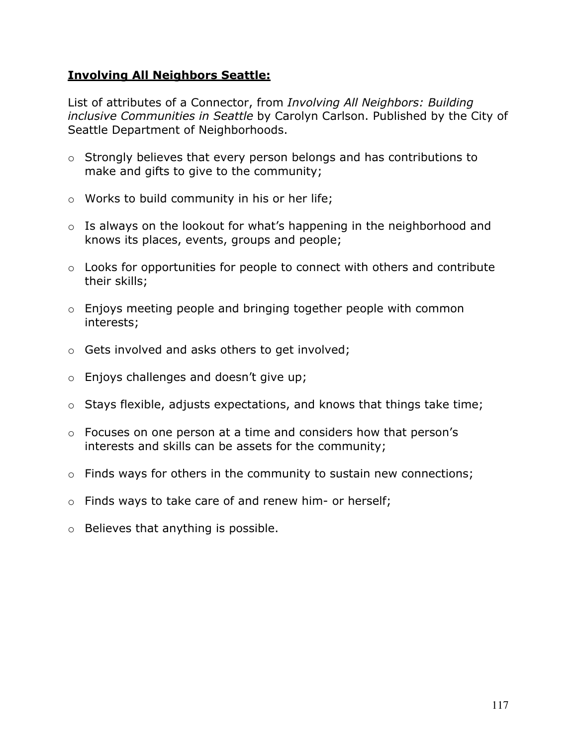**Involving All Neighbors Seattle:**

List of attributes of a Connector, from *Involving All Neighbors: Building inclusive Communities in Seattle* by Carolyn Carlson. Published by the City of Seattle Department of Neighborhoods.

- Strongly believes that every person belongs and has contributions to make and gifts to give to the community;
- Works to build community in his or her life;
- Is always on the lookout for what's happening in the neighborhood and knows its places, events, groups and people;
- Looks for opportunities for people to connect with others and contribute their skills;
- Enjoys meeting people and bringing together people with common interests;
- Gets involved and asks others to get involved;
- Enjoys challenges and doesn't give up;
- Stays flexible, adjusts expectations, and knows that things take time;
- Focuses on one person at a time and considers how that person's interests and skills can be assets for the community;
- Finds ways for others in the community to sustain new connections;
- Finds ways to take care of and renew him- or herself;
- Believes that anything is possible.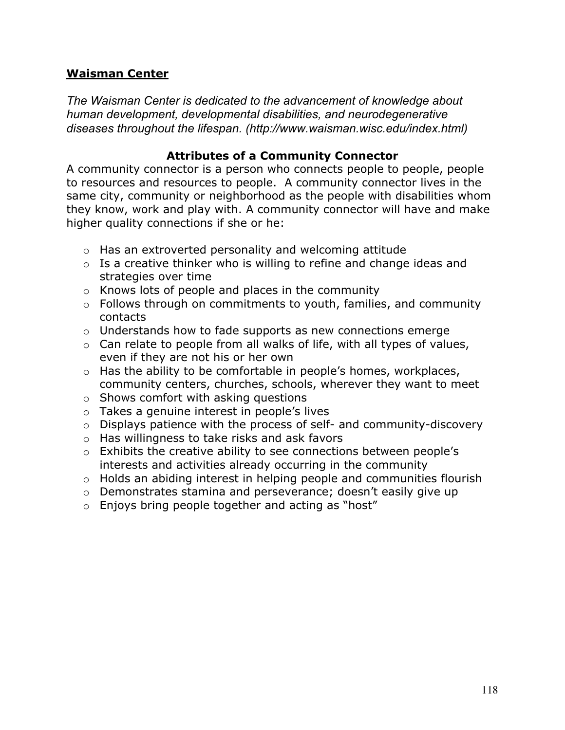## <u>Waisman Center</u>

*The Waisman Center is dedicated to the advancement of knowledge about human development, developmental disabilities, and neurodegenerative diseases throughout the lifespan. (http://www.waisman.wisc.edu/index.html)*

### Attributes of a Community Connector

A community connector is a person who connects people to people, people to resources and resources to people. A community connector lives in the same city, community or neighborhood as the people with disabilities whom they know, work and play with. A community connector will have and make higher quality connections if she or he:

- Has an extroverted personality and welcoming attitude
- Is a creative thinker who is willing to refine and change ideas and strategies over time
- Knows lots of people and places in the community
- Follows through on commitments to youth, families, and community contacts
- Understands how to fade supports as new connections emerge
- Can relate to people from all walks of life, with all types of values, even if they are not his or her own
- Has the ability to be comfortable in people's homes, workplaces, community centers, churches, schools, wherever they want to meet
- Shows comfort with asking questions
- Takes a genuine interest in people's lives
- Displays patience with the process of self- and community-discovery
- Has willingness to take risks and ask favors
- Exhibits the creative ability to see connections between people's interests and activities already occurring in the community
- Holds an abiding interest in helping people and communities flourish
- Demonstrates stamina and perseverance; doesn't easily give up
- Enjoys bring people together and acting as "host"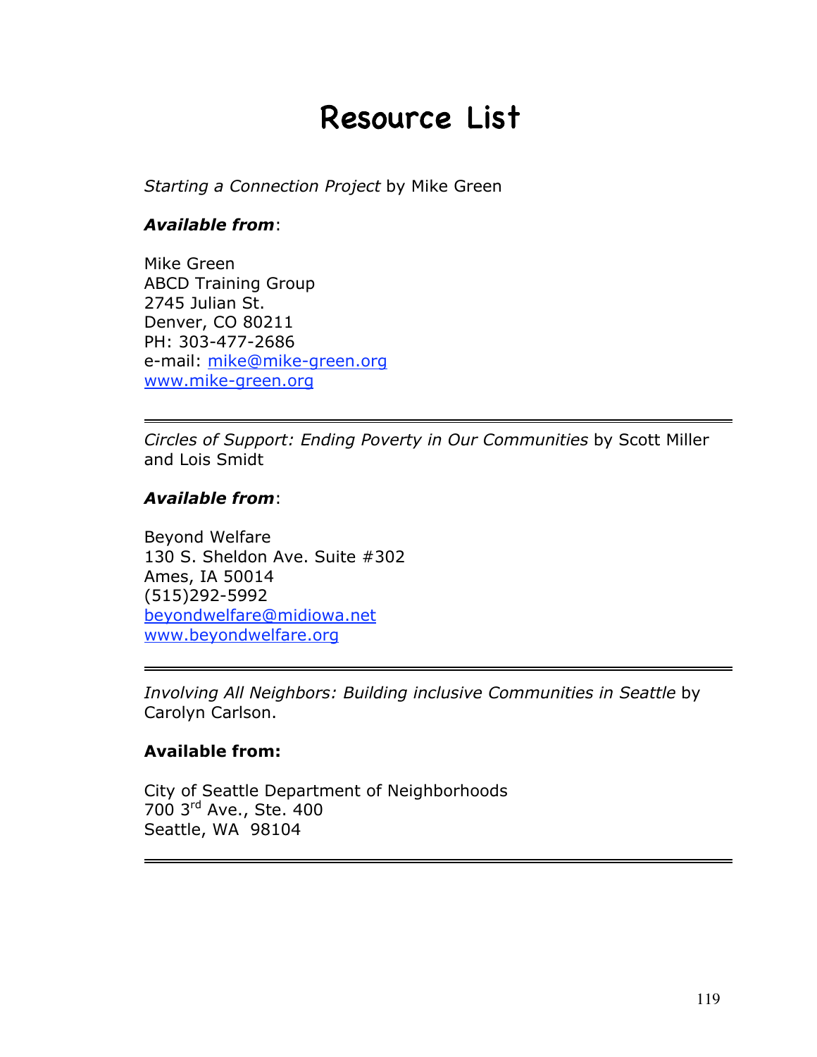# Resource List

*Starting a Connection Project* by Mike Green

***Available from***:

Mike Green
ABCD Training Group
2745 Julian St.
Denver, CO 80211
PH: 303-477-2686
e-mail: mike@mike-green.org
www.mike-green.org

---

*Circles of Support: Ending Poverty in Our Communities* by Scott Miller and Lois Smidt

***Available from***:

Beyond Welfare
130 S. Sheldon Ave. Suite #302
Ames, IA 50014
(515)292-5992
beyondwelfare@midiowa.net
www.beyondwelfare.org

---

*Involving All Neighbors: Building inclusive Communities in Seattle* by Carolyn Carlson.

**Available from:**

City of Seattle Department of Neighborhoods
700 3rd Ave., Ste. 400
Seattle, WA 98104

---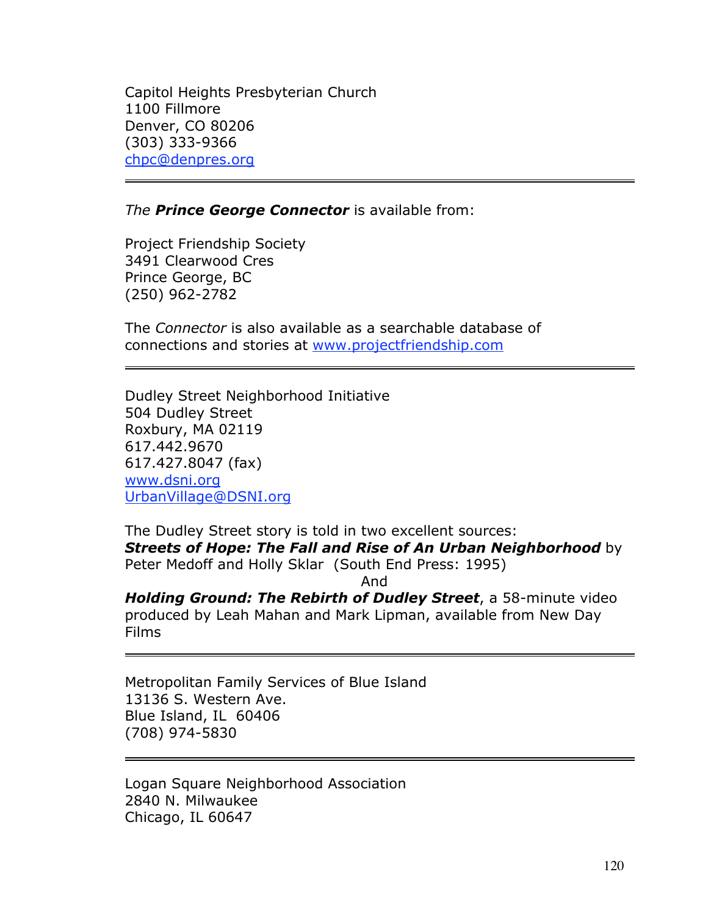Capitol Heights Presbyterian Church
1100 Fillmore
Denver, CO 80206
(303) 333-9366
chpc@denpres.org

---

*The* ***Prince George Connector*** is available from:

Project Friendship Society
3491 Clearwood Cres
Prince George, BC
(250) 962-2782

The *Connector* is also available as a searchable database of connections and stories at www.projectfriendship.com

---

Dudley Street Neighborhood Initiative
504 Dudley Street
Roxbury, MA 02119
617.442.9670
617.427.8047 (fax)
www.dsni.org
UrbanVillage@DSNI.org

The Dudley Street story is told in two excellent sources:
***Streets of Hope: The Fall and Rise of An Urban Neighborhood*** by Peter Medoff and Holly Sklar (South End Press: 1995)

And

***Holding Ground: The Rebirth of Dudley Street***, a 58-minute video produced by Leah Mahan and Mark Lipman, available from New Day Films

---

Metropolitan Family Services of Blue Island
13136 S. Western Ave.
Blue Island, IL 60406
(708) 974-5830

---

Logan Square Neighborhood Association
2840 N. Milwaukee
Chicago, IL 60647